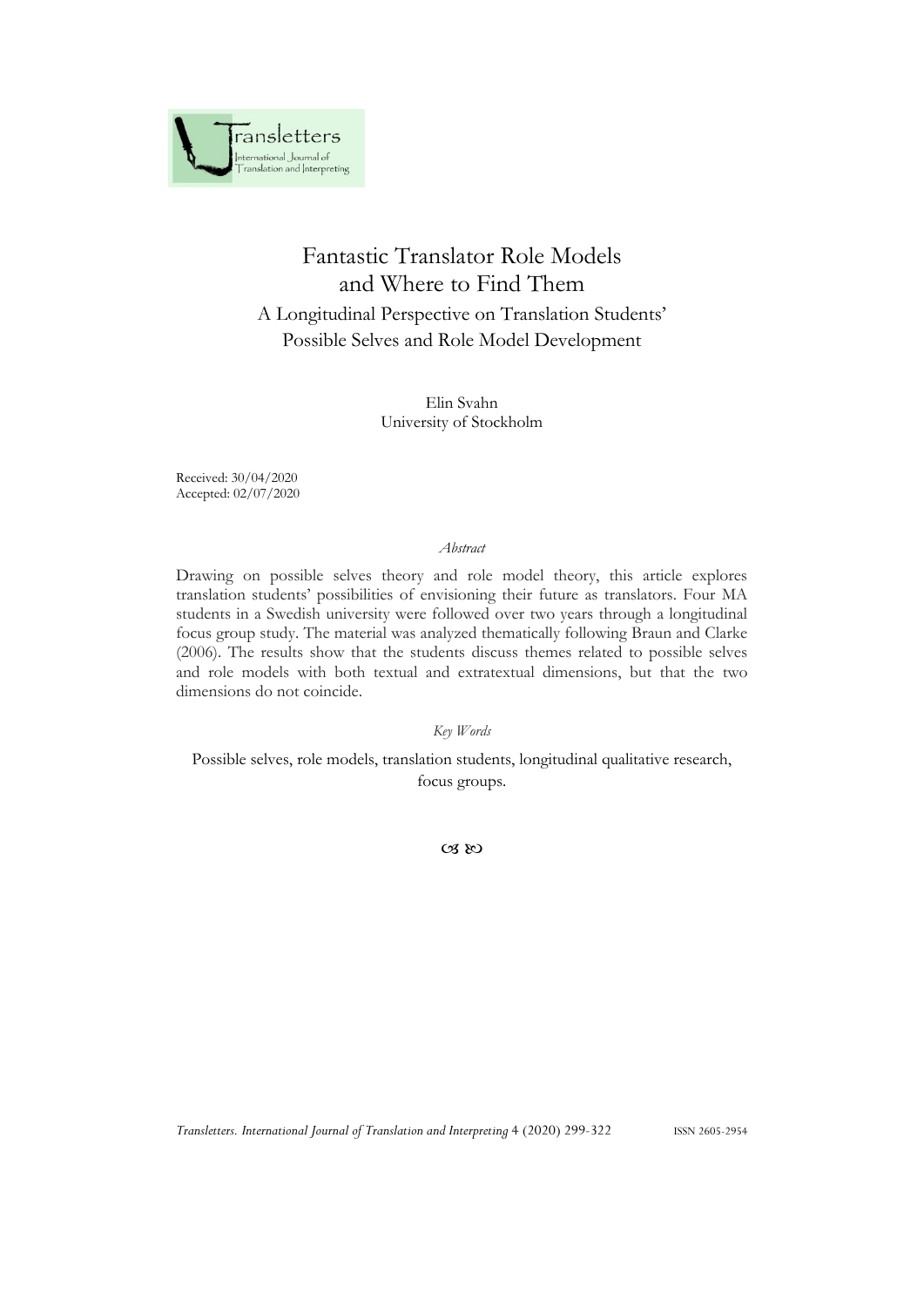# Fantastic Translator Role Models and Where to Find Them

## A Longitudinal Perspective on Translation Students' Possible Selves and Role Model Development

Elin Svahn
University of Stockholm

Received: 30/04/2020
Accepted: 02/07/2020

*Abstract*

Drawing on possible selves theory and role model theory, this article explores translation students' possibilities of envisioning their future as translators. Four MA students in a Swedish university were followed over two years through a longitudinal focus group study. The material was analyzed thematically following Braun and Clarke (2006). The results show that the students discuss themes related to possible selves and role models with both textual and extratextual dimensions, but that the two dimensions do not coincide.

*Key Words*

Possible selves, role models, translation students, longitudinal qualitative research, focus groups.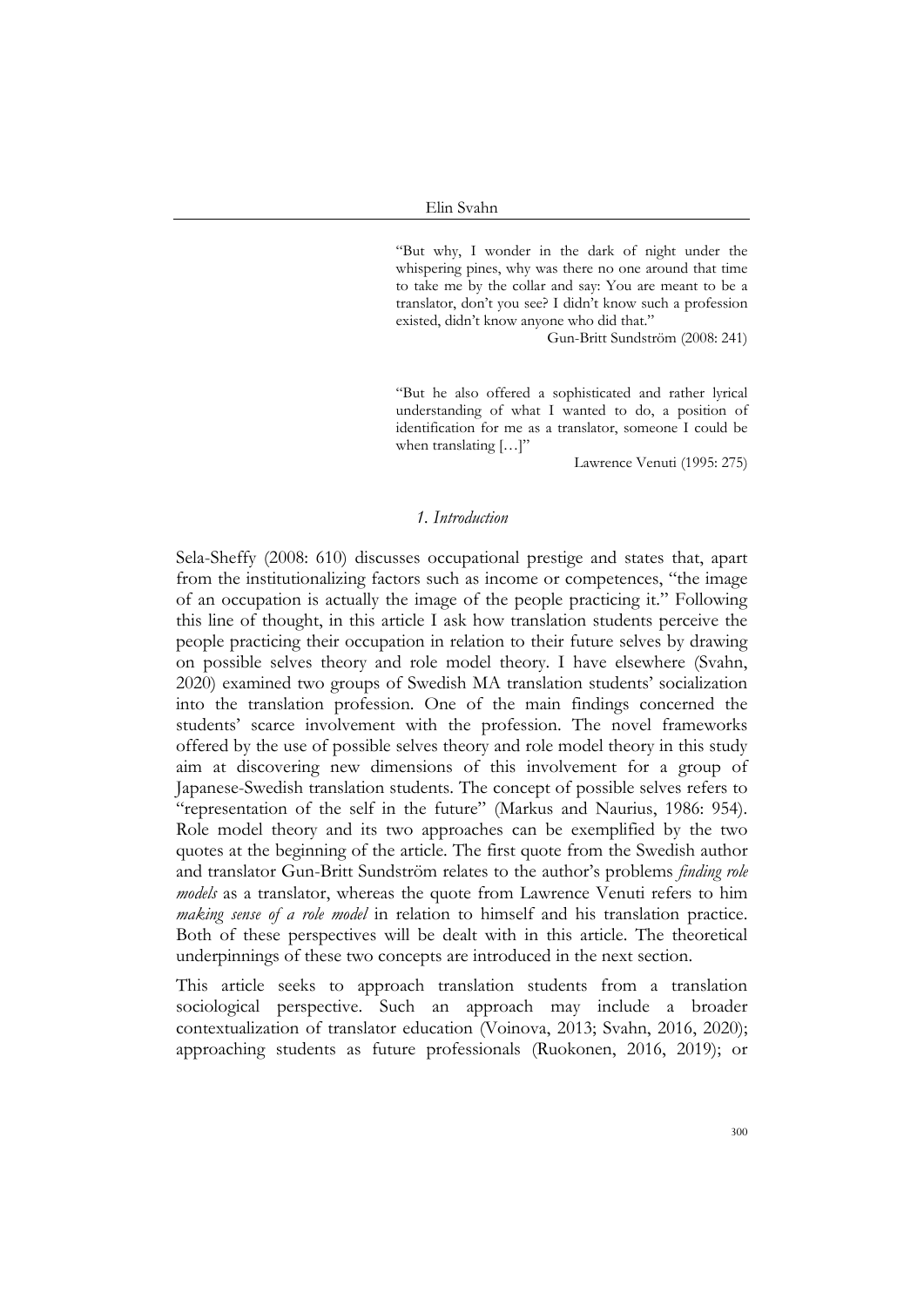> "But why, I wonder in the dark of night under the whispering pines, why was there no one around that time to take me by the collar and say: You are meant to be a translator, don't you see? I didn't know such a profession existed, didn't know anyone who did that."
>
> Gun-Britt Sundström (2008: 241)

> "But he also offered a sophisticated and rather lyrical understanding of what I wanted to do, a position of identification for me as a translator, someone I could be when translating […]"
>
> Lawrence Venuti (1995: 275)

## *1. Introduction*

Sela-Sheffy (2008: 610) discusses occupational prestige and states that, apart from the institutionalizing factors such as income or competences, "the image of an occupation is actually the image of the people practicing it." Following this line of thought, in this article I ask how translation students perceive the people practicing their occupation in relation to their future selves by drawing on possible selves theory and role model theory. I have elsewhere (Svahn, 2020) examined two groups of Swedish MA translation students' socialization into the translation profession. One of the main findings concerned the students' scarce involvement with the profession. The novel frameworks offered by the use of possible selves theory and role model theory in this study aim at discovering new dimensions of this involvement for a group of Japanese-Swedish translation students. The concept of possible selves refers to "representation of the self in the future" (Markus and Naurius, 1986: 954). Role model theory and its two approaches can be exemplified by the two quotes at the beginning of the article. The first quote from the Swedish author and translator Gun-Britt Sundström relates to the author's problems *finding role models* as a translator, whereas the quote from Lawrence Venuti refers to him *making sense of a role model* in relation to himself and his translation practice. Both of these perspectives will be dealt with in this article. The theoretical underpinnings of these two concepts are introduced in the next section.

This article seeks to approach translation students from a translation sociological perspective. Such an approach may include a broader contextualization of translator education (Voinova, 2013; Svahn, 2016, 2020); approaching students as future professionals (Ruokonen, 2016, 2019); or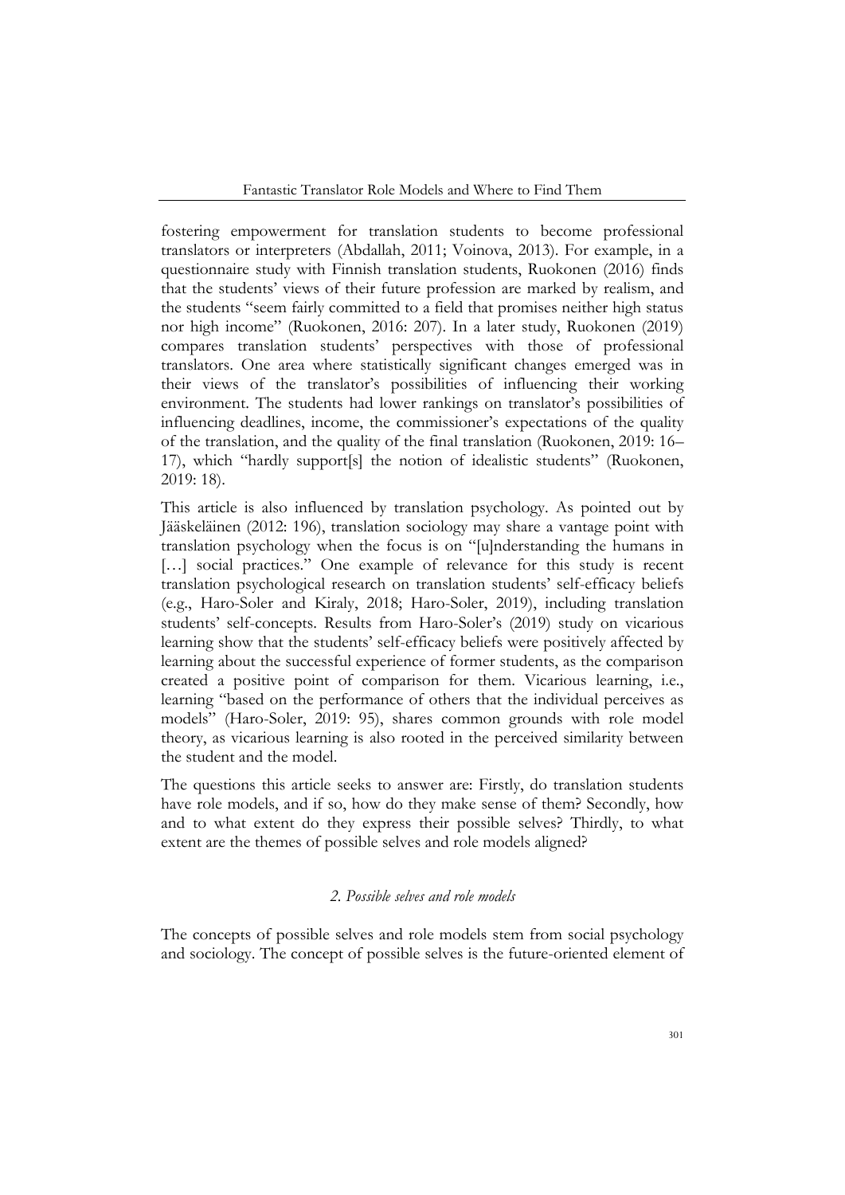fostering empowerment for translation students to become professional translators or interpreters (Abdallah, 2011; Voinova, 2013). For example, in a questionnaire study with Finnish translation students, Ruokonen (2016) finds that the students' views of their future profession are marked by realism, and the students "seem fairly committed to a field that promises neither high status nor high income" (Ruokonen, 2016: 207). In a later study, Ruokonen (2019) compares translation students' perspectives with those of professional translators. One area where statistically significant changes emerged was in their views of the translator's possibilities of influencing their working environment. The students had lower rankings on translator's possibilities of influencing deadlines, income, the commissioner's expectations of the quality of the translation, and the quality of the final translation (Ruokonen, 2019: 16–17), which "hardly support[s] the notion of idealistic students" (Ruokonen, 2019: 18).

This article is also influenced by translation psychology. As pointed out by Jääskeläinen (2012: 196), translation sociology may share a vantage point with translation psychology when the focus is on "[u]nderstanding the humans in […] social practices." One example of relevance for this study is recent translation psychological research on translation students' self-efficacy beliefs (e.g., Haro-Soler and Kiraly, 2018; Haro-Soler, 2019), including translation students' self-concepts. Results from Haro-Soler's (2019) study on vicarious learning show that the students' self-efficacy beliefs were positively affected by learning about the successful experience of former students, as the comparison created a positive point of comparison for them. Vicarious learning, i.e., learning "based on the performance of others that the individual perceives as models" (Haro-Soler, 2019: 95), shares common grounds with role model theory, as vicarious learning is also rooted in the perceived similarity between the student and the model.

The questions this article seeks to answer are: Firstly, do translation students have role models, and if so, how do they make sense of them? Secondly, how and to what extent do they express their possible selves? Thirdly, to what extent are the themes of possible selves and role models aligned?

## *2. Possible selves and role models*

The concepts of possible selves and role models stem from social psychology and sociology. The concept of possible selves is the future-oriented element of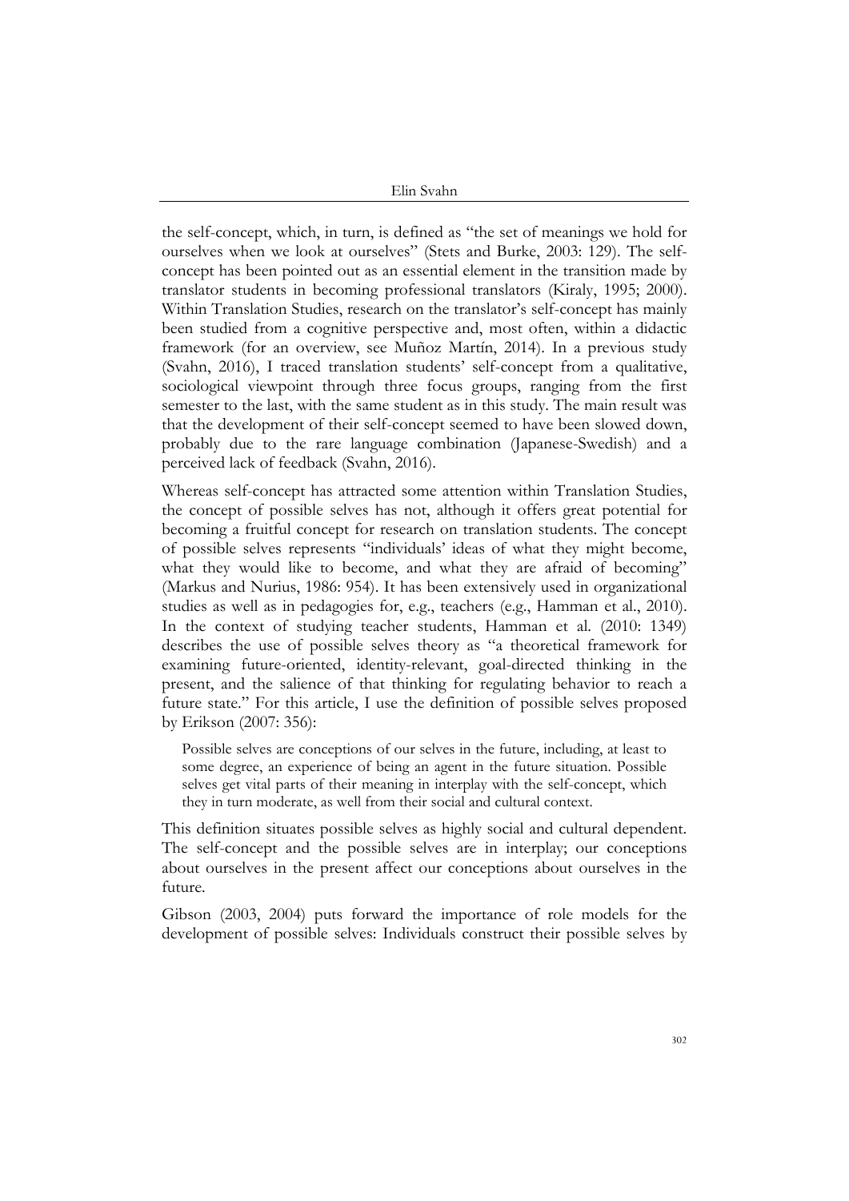the self-concept, which, in turn, is defined as "the set of meanings we hold for ourselves when we look at ourselves" (Stets and Burke, 2003: 129). The self-concept has been pointed out as an essential element in the transition made by translator students in becoming professional translators (Kiraly, 1995; 2000). Within Translation Studies, research on the translator's self-concept has mainly been studied from a cognitive perspective and, most often, within a didactic framework (for an overview, see Muñoz Martín, 2014). In a previous study (Svahn, 2016), I traced translation students' self-concept from a qualitative, sociological viewpoint through three focus groups, ranging from the first semester to the last, with the same student as in this study. The main result was that the development of their self-concept seemed to have been slowed down, probably due to the rare language combination (Japanese-Swedish) and a perceived lack of feedback (Svahn, 2016).

Whereas self-concept has attracted some attention within Translation Studies, the concept of possible selves has not, although it offers great potential for becoming a fruitful concept for research on translation students. The concept of possible selves represents "individuals' ideas of what they might become, what they would like to become, and what they are afraid of becoming" (Markus and Nurius, 1986: 954). It has been extensively used in organizational studies as well as in pedagogies for, e.g., teachers (e.g., Hamman et al., 2010). In the context of studying teacher students, Hamman et al. (2010: 1349) describes the use of possible selves theory as "a theoretical framework for examining future-oriented, identity-relevant, goal-directed thinking in the present, and the salience of that thinking for regulating behavior to reach a future state." For this article, I use the definition of possible selves proposed by Erikson (2007: 356):

> Possible selves are conceptions of our selves in the future, including, at least to some degree, an experience of being an agent in the future situation. Possible selves get vital parts of their meaning in interplay with the self-concept, which they in turn moderate, as well from their social and cultural context.

This definition situates possible selves as highly social and cultural dependent. The self-concept and the possible selves are in interplay; our conceptions about ourselves in the present affect our conceptions about ourselves in the future.

Gibson (2003, 2004) puts forward the importance of role models for the development of possible selves: Individuals construct their possible selves by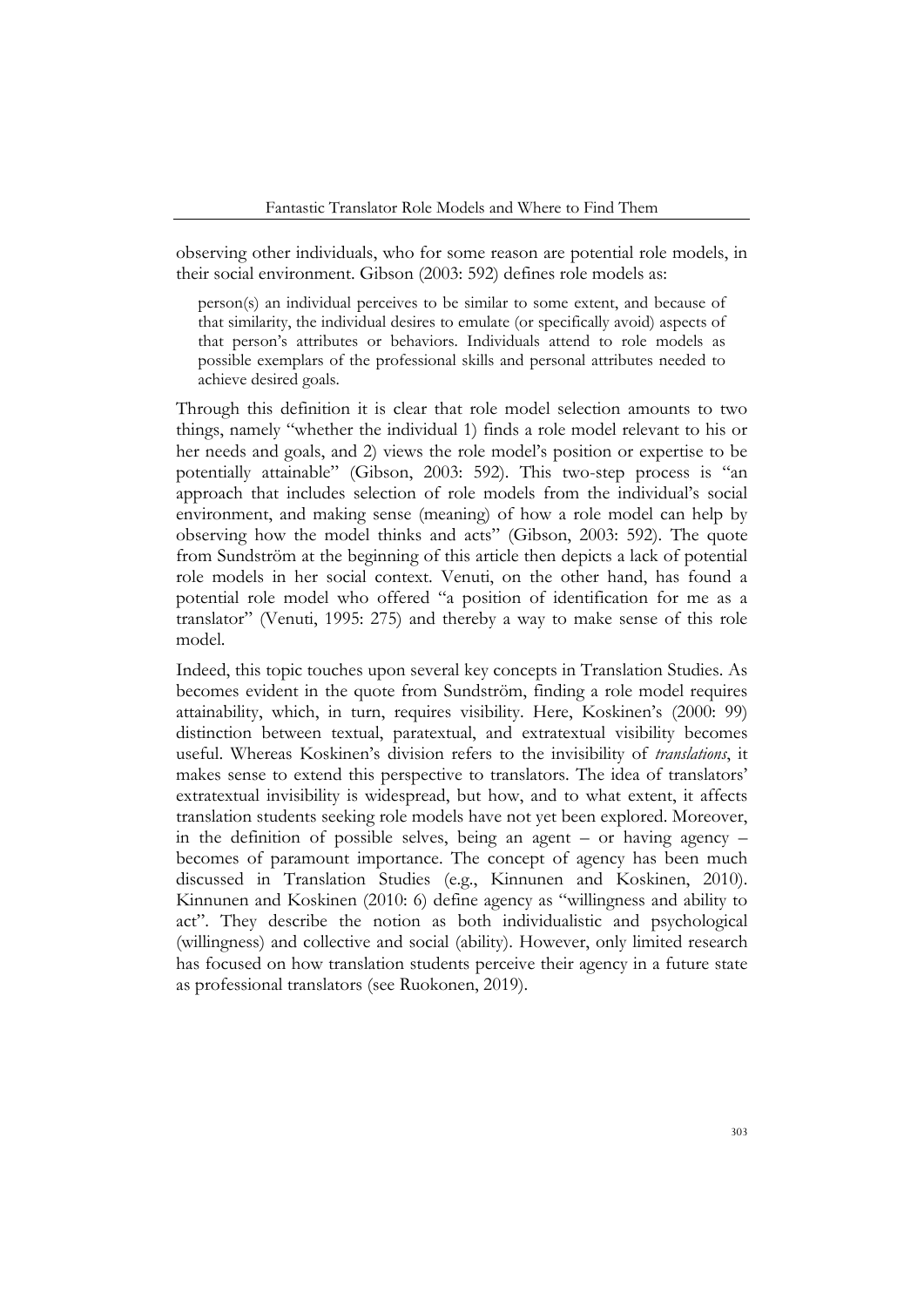observing other individuals, who for some reason are potential role models, in their social environment. Gibson (2003: 592) defines role models as:

> person(s) an individual perceives to be similar to some extent, and because of that similarity, the individual desires to emulate (or specifically avoid) aspects of that person's attributes or behaviors. Individuals attend to role models as possible exemplars of the professional skills and personal attributes needed to achieve desired goals.

Through this definition it is clear that role model selection amounts to two things, namely "whether the individual 1) finds a role model relevant to his or her needs and goals, and 2) views the role model's position or expertise to be potentially attainable" (Gibson, 2003: 592). This two-step process is "an approach that includes selection of role models from the individual's social environment, and making sense (meaning) of how a role model can help by observing how the model thinks and acts" (Gibson, 2003: 592). The quote from Sundström at the beginning of this article then depicts a lack of potential role models in her social context. Venuti, on the other hand, has found a potential role model who offered "a position of identification for me as a translator" (Venuti, 1995: 275) and thereby a way to make sense of this role model.

Indeed, this topic touches upon several key concepts in Translation Studies. As becomes evident in the quote from Sundström, finding a role model requires attainability, which, in turn, requires visibility. Here, Koskinen's (2000: 99) distinction between textual, paratextual, and extratextual visibility becomes useful. Whereas Koskinen's division refers to the invisibility of *translations*, it makes sense to extend this perspective to translators. The idea of translators' extratextual invisibility is widespread, but how, and to what extent, it affects translation students seeking role models have not yet been explored. Moreover, in the definition of possible selves, being an agent – or having agency – becomes of paramount importance. The concept of agency has been much discussed in Translation Studies (e.g., Kinnunen and Koskinen, 2010). Kinnunen and Koskinen (2010: 6) define agency as "willingness and ability to act". They describe the notion as both individualistic and psychological (willingness) and collective and social (ability). However, only limited research has focused on how translation students perceive their agency in a future state as professional translators (see Ruokonen, 2019).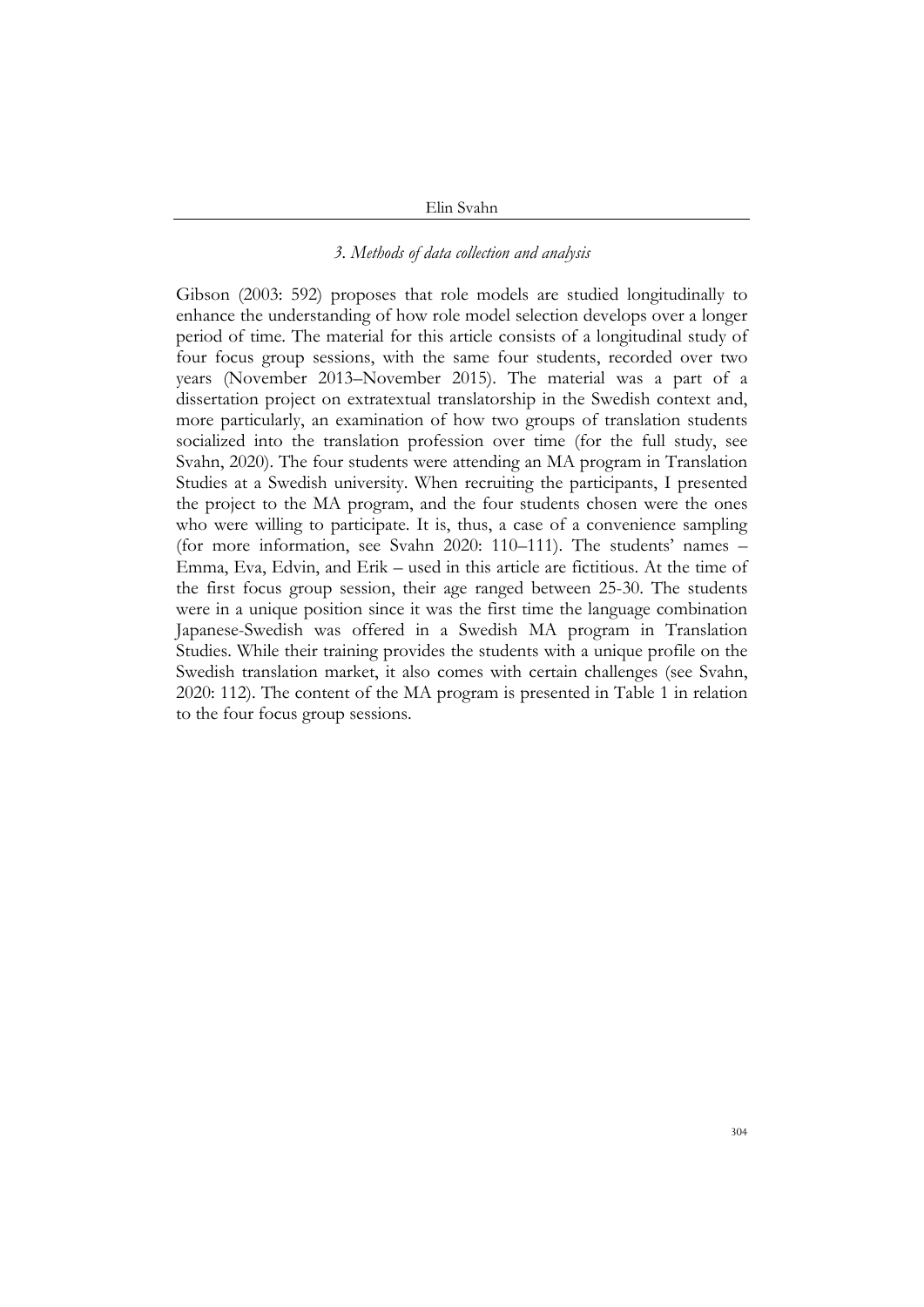### *3. Methods of data collection and analysis*

Gibson (2003: 592) proposes that role models are studied longitudinally to enhance the understanding of how role model selection develops over a longer period of time. The material for this article consists of a longitudinal study of four focus group sessions, with the same four students, recorded over two years (November 2013–November 2015). The material was a part of a dissertation project on extratextual translatorship in the Swedish context and, more particularly, an examination of how two groups of translation students socialized into the translation profession over time (for the full study, see Svahn, 2020). The four students were attending an MA program in Translation Studies at a Swedish university. When recruiting the participants, I presented the project to the MA program, and the four students chosen were the ones who were willing to participate. It is, thus, a case of a convenience sampling (for more information, see Svahn 2020: 110–111). The students' names – Emma, Eva, Edvin, and Erik – used in this article are fictitious. At the time of the first focus group session, their age ranged between 25-30. The students were in a unique position since it was the first time the language combination Japanese-Swedish was offered in a Swedish MA program in Translation Studies. While their training provides the students with a unique profile on the Swedish translation market, it also comes with certain challenges (see Svahn, 2020: 112). The content of the MA program is presented in Table 1 in relation to the four focus group sessions.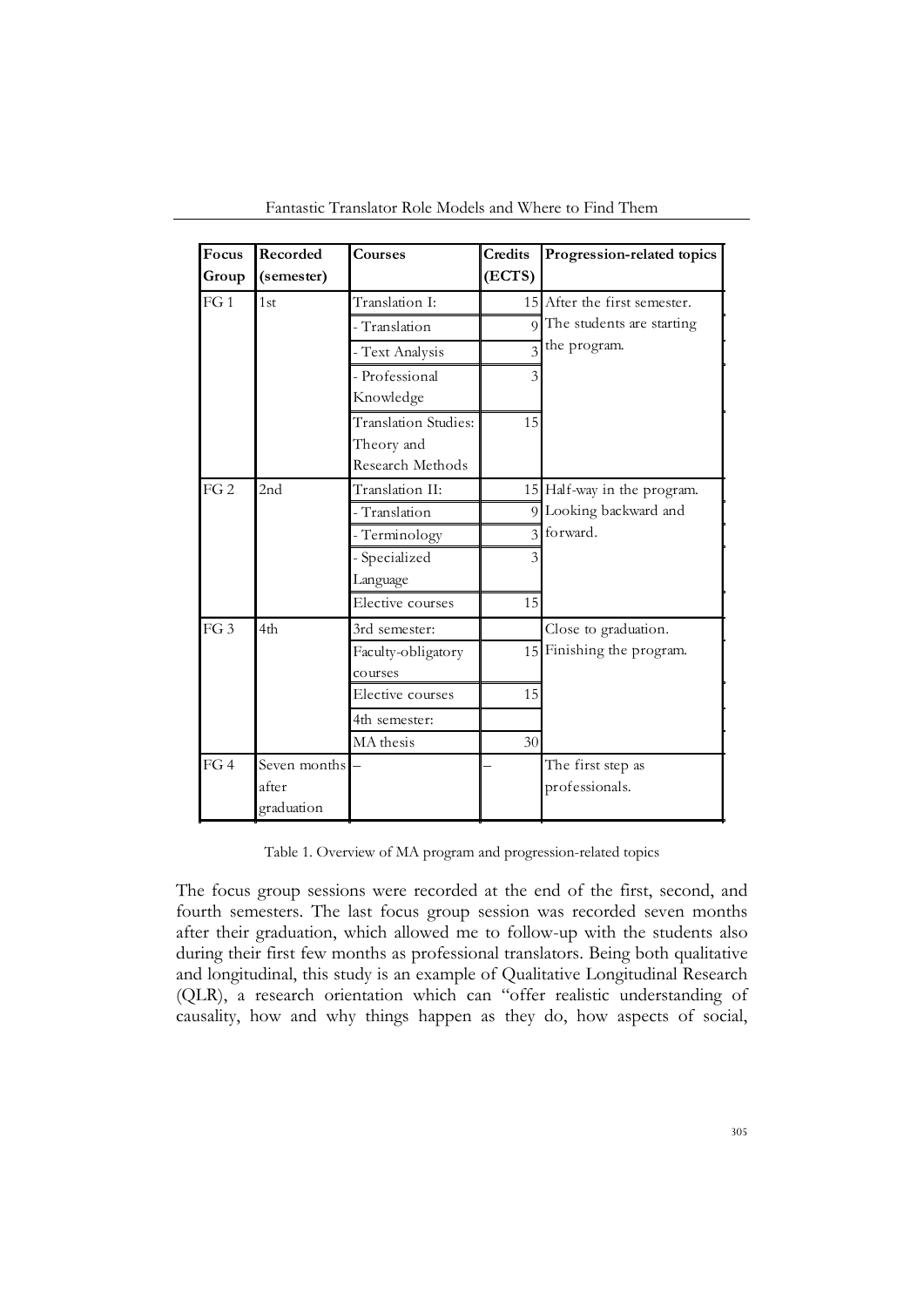| Focus Group | Recorded (semester) | Courses | Credits (ECTS) | Progression-related topics |
|---|---|---|---|---|
| FG 1 | 1st | Translation I: | 15 | After the first semester. The students are starting the program. |
| | | - Translation | 9 | |
| | | - Text Analysis | 3 | |
| | | - Professional Knowledge | 3 | |
| | | Translation Studies: Theory and Research Methods | 15 | |
| FG 2 | 2nd | Translation II: | 15 | Half-way in the program. Looking backward and forward. |
| | | - Translation | 9 | |
| | | - Terminology | 3 | |
| | | - Specialized Language | 3 | |
| | | Elective courses | 15 | |
| FG 3 | 4th | 3rd semester: | | Close to graduation. Finishing the program. |
| | | Faculty-obligatory courses | 15 | |
| | | Elective courses | 15 | |
| | | 4th semester: | | |
| | | MA thesis | 30 | |
| FG 4 | Seven months after graduation | – | – | The first step as professionals. |

Table 1. Overview of MA program and progression-related topics

The focus group sessions were recorded at the end of the first, second, and fourth semesters. The last focus group session was recorded seven months after their graduation, which allowed me to follow-up with the students also during their first few months as professional translators. Being both qualitative and longitudinal, this study is an example of Qualitative Longitudinal Research (QLR), a research orientation which can "offer realistic understanding of causality, how and why things happen as they do, how aspects of social,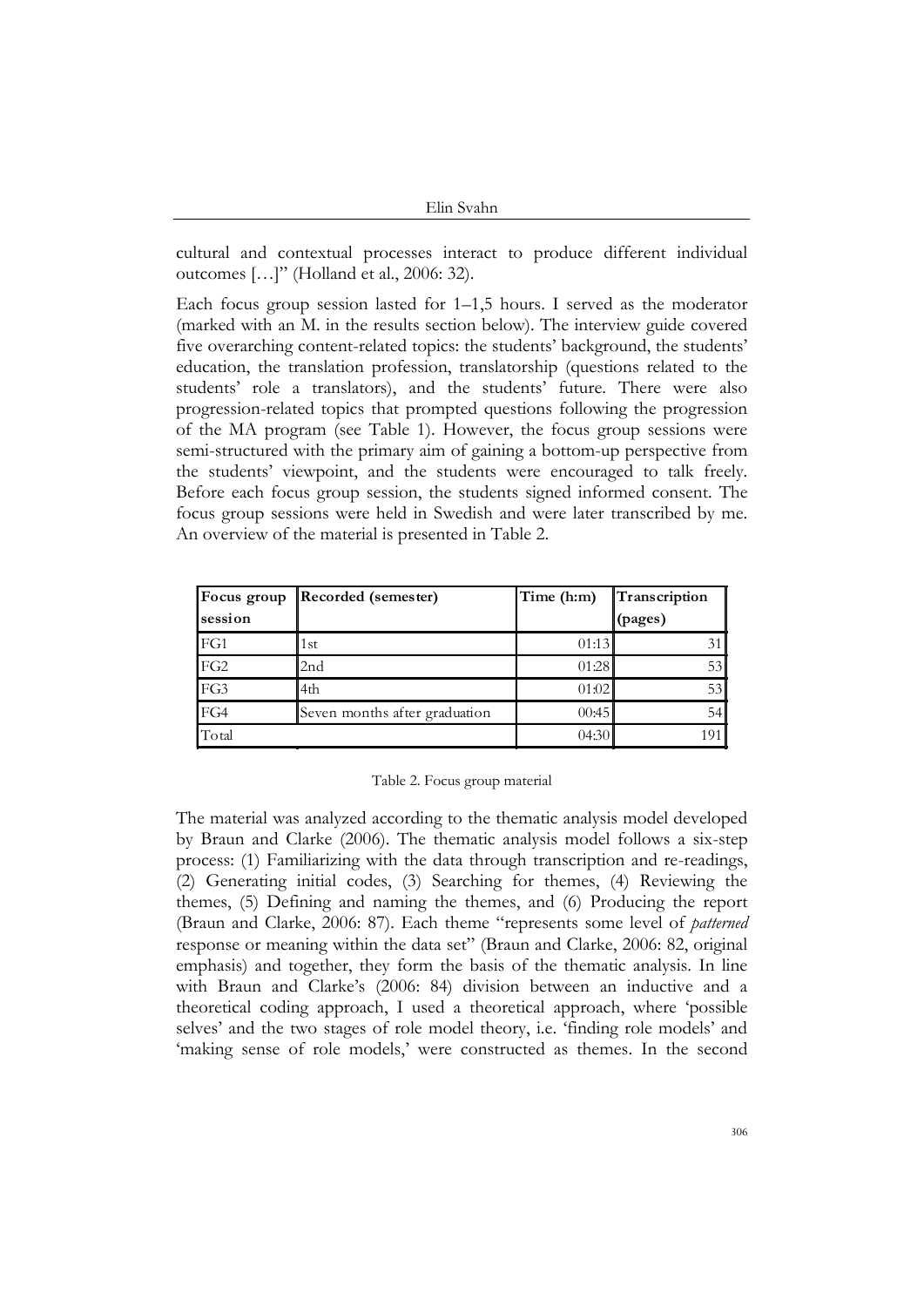cultural and contextual processes interact to produce different individual outcomes […]" (Holland et al., 2006: 32).

Each focus group session lasted for 1–1,5 hours. I served as the moderator (marked with an M. in the results section below). The interview guide covered five overarching content-related topics: the students' background, the students' education, the translation profession, translatorship (questions related to the students' role a translators), and the students' future. There were also progression-related topics that prompted questions following the progression of the MA program (see Table 1). However, the focus group sessions were semi-structured with the primary aim of gaining a bottom-up perspective from the students' viewpoint, and the students were encouraged to talk freely. Before each focus group session, the students signed informed consent. The focus group sessions were held in Swedish and were later transcribed by me. An overview of the material is presented in Table 2.

| Focus group session | Recorded (semester) | Time (h:m) | Transcription (pages) |
|---|---|---|---|
| FG1 | 1st | 01:13 | 31 |
| FG2 | 2nd | 01:28 | 53 |
| FG3 | 4th | 01:02 | 53 |
| FG4 | Seven months after graduation | 00:45 | 54 |
| Total | | 04:30 | 191 |

Table 2. Focus group material

The material was analyzed according to the thematic analysis model developed by Braun and Clarke (2006). The thematic analysis model follows a six-step process: (1) Familiarizing with the data through transcription and re-readings, (2) Generating initial codes, (3) Searching for themes, (4) Reviewing the themes, (5) Defining and naming the themes, and (6) Producing the report (Braun and Clarke, 2006: 87). Each theme "represents some level of *patterned* response or meaning within the data set" (Braun and Clarke, 2006: 82, original emphasis) and together, they form the basis of the thematic analysis. In line with Braun and Clarke's (2006: 84) division between an inductive and a theoretical coding approach, I used a theoretical approach, where 'possible selves' and the two stages of role model theory, i.e. 'finding role models' and 'making sense of role models,' were constructed as themes. In the second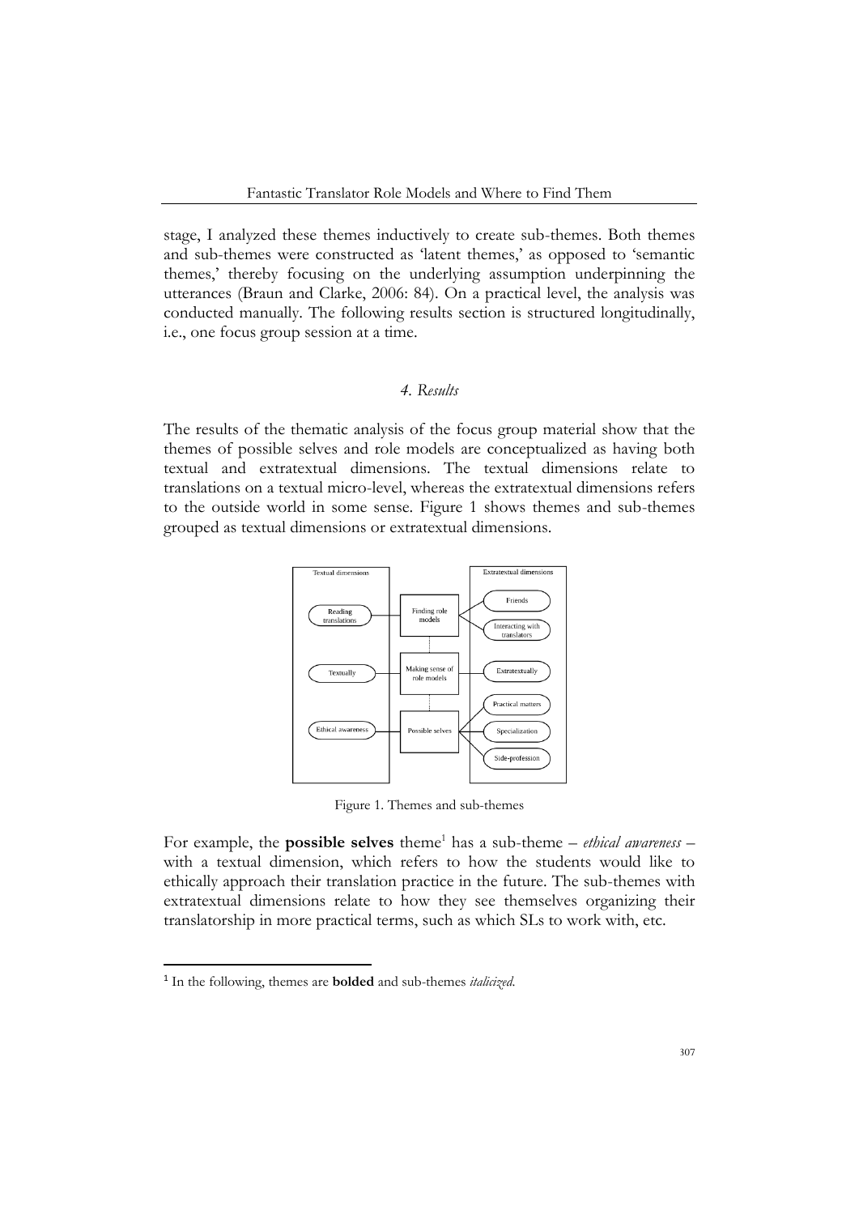stage, I analyzed these themes inductively to create sub-themes. Both themes and sub-themes were constructed as 'latent themes,' as opposed to 'semantic themes,' thereby focusing on the underlying assumption underpinning the utterances (Braun and Clarke, 2006: 84). On a practical level, the analysis was conducted manually. The following results section is structured longitudinally, i.e., one focus group session at a time.

## *4. Results*

The results of the thematic analysis of the focus group material show that the themes of possible selves and role models are conceptualized as having both textual and extratextual dimensions. The textual dimensions relate to translations on a textual micro-level, whereas the extratextual dimensions refers to the outside world in some sense. Figure 1 shows themes and sub-themes grouped as textual dimensions or extratextual dimensions.

Figure 1. Themes and sub-themes

For example, the **possible selves** theme[1] has a sub-theme – *ethical awareness* – with a textual dimension, which refers to how the students would like to ethically approach their translation practice in the future. The sub-themes with extratextual dimensions relate to how they see themselves organizing their translatorship in more practical terms, such as which SLs to work with, etc.

[1] In the following, themes are **bolded** and sub-themes *italicized*.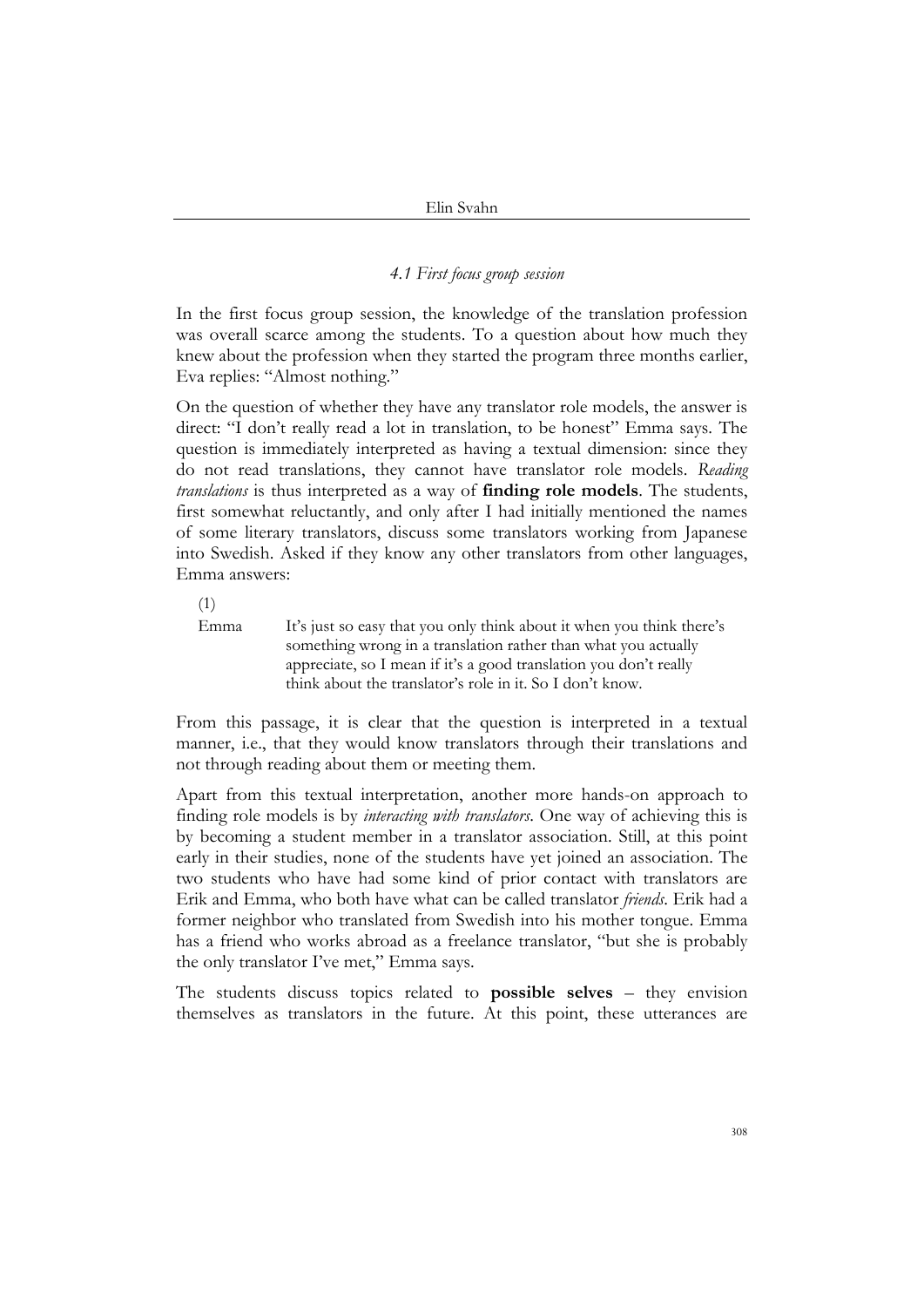### *4.1 First focus group session*

In the first focus group session, the knowledge of the translation profession was overall scarce among the students. To a question about how much they knew about the profession when they started the program three months earlier, Eva replies: "Almost nothing."

On the question of whether they have any translator role models, the answer is direct: "I don't really read a lot in translation, to be honest" Emma says. The question is immediately interpreted as having a textual dimension: since they do not read translations, they cannot have translator role models. *Reading translations* is thus interpreted as a way of **finding role models**. The students, first somewhat reluctantly, and only after I had initially mentioned the names of some literary translators, discuss some translators working from Japanese into Swedish. Asked if they know any other translators from other languages, Emma answers:

(1)

| | |
|---|---|
| Emma | It's just so easy that you only think about it when you think there's something wrong in a translation rather than what you actually appreciate, so I mean if it's a good translation you don't really think about the translator's role in it. So I don't know. |

From this passage, it is clear that the question is interpreted in a textual manner, i.e., that they would know translators through their translations and not through reading about them or meeting them.

Apart from this textual interpretation, another more hands-on approach to finding role models is by *interacting with translators*. One way of achieving this is by becoming a student member in a translator association. Still, at this point early in their studies, none of the students have yet joined an association. The two students who have had some kind of prior contact with translators are Erik and Emma, who both have what can be called translator *friends*. Erik had a former neighbor who translated from Swedish into his mother tongue. Emma has a friend who works abroad as a freelance translator, "but she is probably the only translator I've met," Emma says.

The students discuss topics related to **possible selves** – they envision themselves as translators in the future. At this point, these utterances are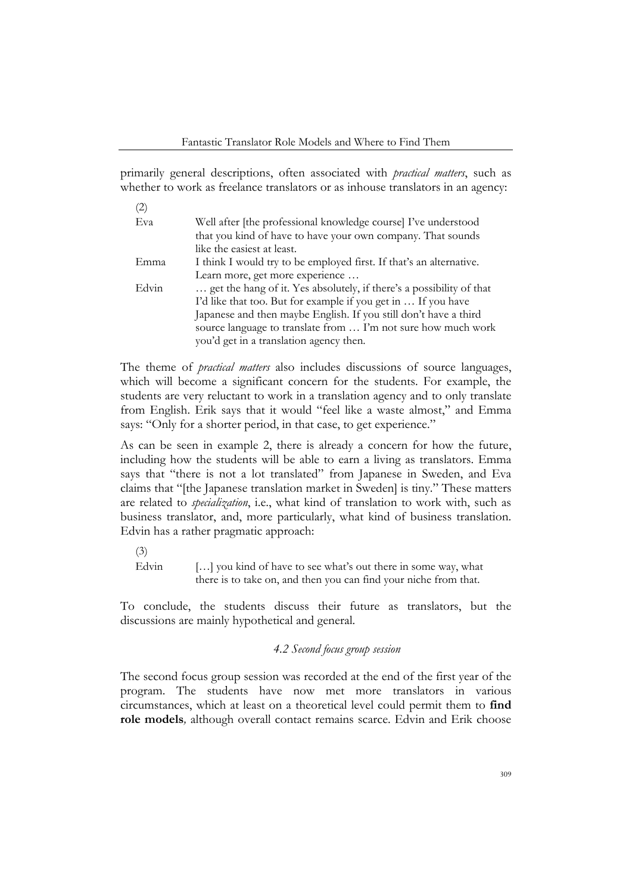primarily general descriptions, often associated with *practical matters*, such as whether to work as freelance translators or as inhouse translators in an agency:

(2)

| | |
|---|---|
| Eva | Well after [the professional knowledge course] I've understood that you kind of have to have your own company. That sounds like the easiest at least. |
| Emma | I think I would try to be employed first. If that's an alternative. Learn more, get more experience … |
| Edvin | … get the hang of it. Yes absolutely, if there's a possibility of that I'd like that too. But for example if you get in … If you have Japanese and then maybe English. If you still don't have a third source language to translate from … I'm not sure how much work you'd get in a translation agency then. |

The theme of *practical matters* also includes discussions of source languages, which will become a significant concern for the students. For example, the students are very reluctant to work in a translation agency and to only translate from English. Erik says that it would "feel like a waste almost," and Emma says: "Only for a shorter period, in that case, to get experience."

As can be seen in example 2, there is already a concern for how the future, including how the students will be able to earn a living as translators. Emma says that "there is not a lot translated" from Japanese in Sweden, and Eva claims that "[the Japanese translation market in Sweden] is tiny." These matters are related to *specialization*, i.e., what kind of translation to work with, such as business translator, and, more particularly, what kind of business translation. Edvin has a rather pragmatic approach:

(3)

| | |
|---|---|
| Edvin | […] you kind of have to see what's out there in some way, what there is to take on, and then you can find your niche from that. |

To conclude, the students discuss their future as translators, but the discussions are mainly hypothetical and general.

### *4.2 Second focus group session*

The second focus group session was recorded at the end of the first year of the program. The students have now met more translators in various circumstances, which at least on a theoretical level could permit them to **find role models***,* although overall contact remains scarce. Edvin and Erik choose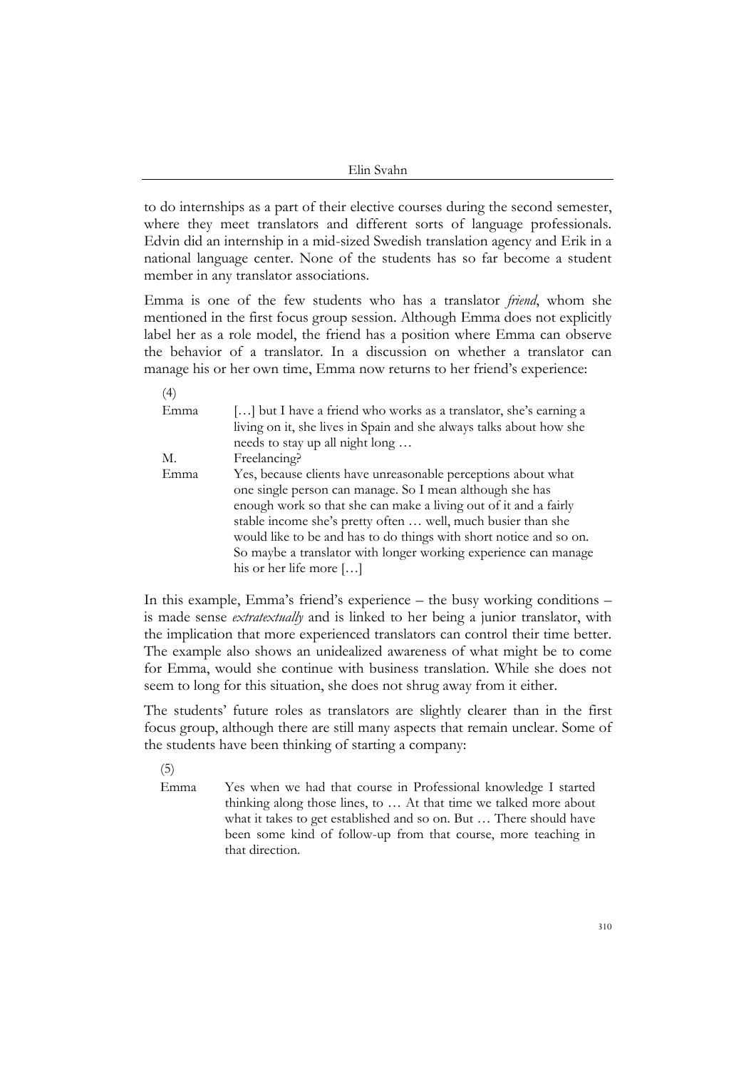to do internships as a part of their elective courses during the second semester, where they meet translators and different sorts of language professionals. Edvin did an internship in a mid-sized Swedish translation agency and Erik in a national language center. None of the students has so far become a student member in any translator associations.

Emma is one of the few students who has a translator *friend*, whom she mentioned in the first focus group session. Although Emma does not explicitly label her as a role model, the friend has a position where Emma can observe the behavior of a translator. In a discussion on whether a translator can manage his or her own time, Emma now returns to her friend's experience:

(4)

| | |
|---|---|
| Emma | […] but I have a friend who works as a translator, she's earning a living on it, she lives in Spain and she always talks about how she needs to stay up all night long … |
| M. | Freelancing? |
| Emma | Yes, because clients have unreasonable perceptions about what one single person can manage. So I mean although she has enough work so that she can make a living out of it and a fairly stable income she's pretty often … well, much busier than she would like to be and has to do things with short notice and so on. So maybe a translator with longer working experience can manage his or her life more […] |

In this example, Emma's friend's experience – the busy working conditions – is made sense *extratextually* and is linked to her being a junior translator, with the implication that more experienced translators can control their time better. The example also shows an unidealized awareness of what might be to come for Emma, would she continue with business translation. While she does not seem to long for this situation, she does not shrug away from it either.

The students' future roles as translators are slightly clearer than in the first focus group, although there are still many aspects that remain unclear. Some of the students have been thinking of starting a company:

(5)

| | |
|---|---|
| Emma | Yes when we had that course in Professional knowledge I started thinking along those lines, to … At that time we talked more about what it takes to get established and so on. But … There should have been some kind of follow-up from that course, more teaching in that direction. |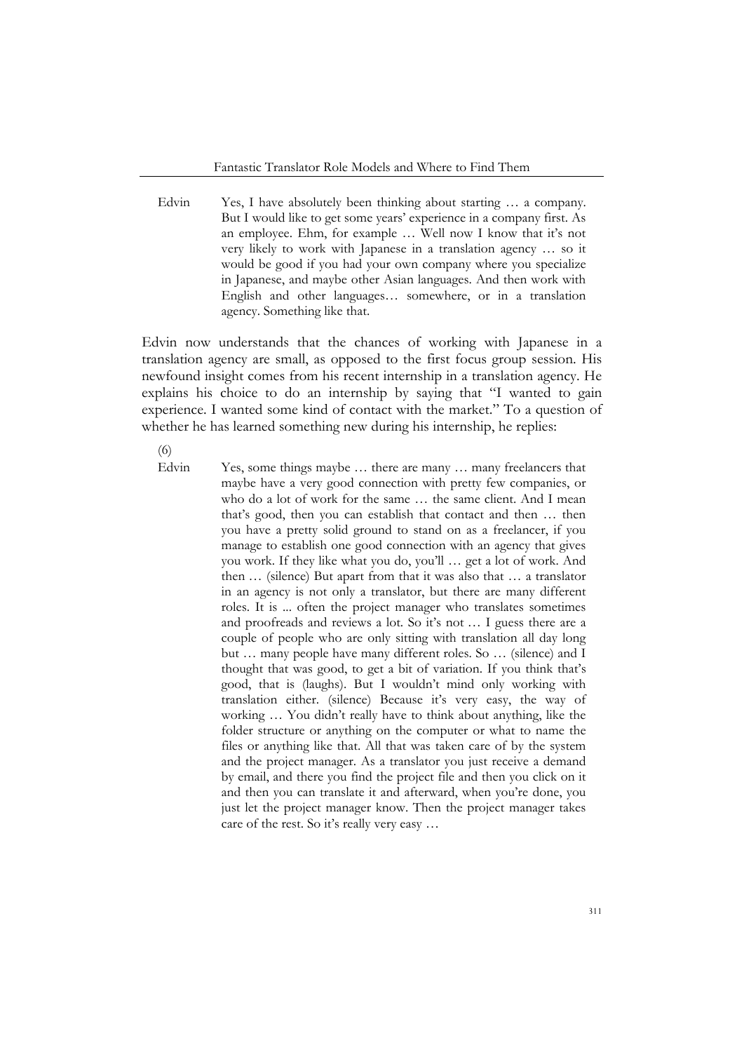Edvin  Yes, I have absolutely been thinking about starting … a company. But I would like to get some years' experience in a company first. As an employee. Ehm, for example … Well now I know that it's not very likely to work with Japanese in a translation agency … so it would be good if you had your own company where you specialize in Japanese, and maybe other Asian languages. And then work with English and other languages… somewhere, or in a translation agency. Something like that.

Edvin now understands that the chances of working with Japanese in a translation agency are small, as opposed to the first focus group session. His newfound insight comes from his recent internship in a translation agency. He explains his choice to do an internship by saying that "I wanted to gain experience. I wanted some kind of contact with the market." To a question of whether he has learned something new during his internship, he replies:

(6)

Edvin  Yes, some things maybe … there are many … many freelancers that maybe have a very good connection with pretty few companies, or who do a lot of work for the same … the same client. And I mean that's good, then you can establish that contact and then … then you have a pretty solid ground to stand on as a freelancer, if you manage to establish one good connection with an agency that gives you work. If they like what you do, you'll … get a lot of work. And then … (silence) But apart from that it was also that … a translator in an agency is not only a translator, but there are many different roles. It is ... often the project manager who translates sometimes and proofreads and reviews a lot. So it's not … I guess there are a couple of people who are only sitting with translation all day long but … many people have many different roles. So … (silence) and I thought that was good, to get a bit of variation. If you think that's good, that is (laughs). But I wouldn't mind only working with translation either. (silence) Because it's very easy, the way of working … You didn't really have to think about anything, like the folder structure or anything on the computer or what to name the files or anything like that. All that was taken care of by the system and the project manager. As a translator you just receive a demand by email, and there you find the project file and then you click on it and then you can translate it and afterward, when you're done, you just let the project manager know. Then the project manager takes care of the rest. So it's really very easy …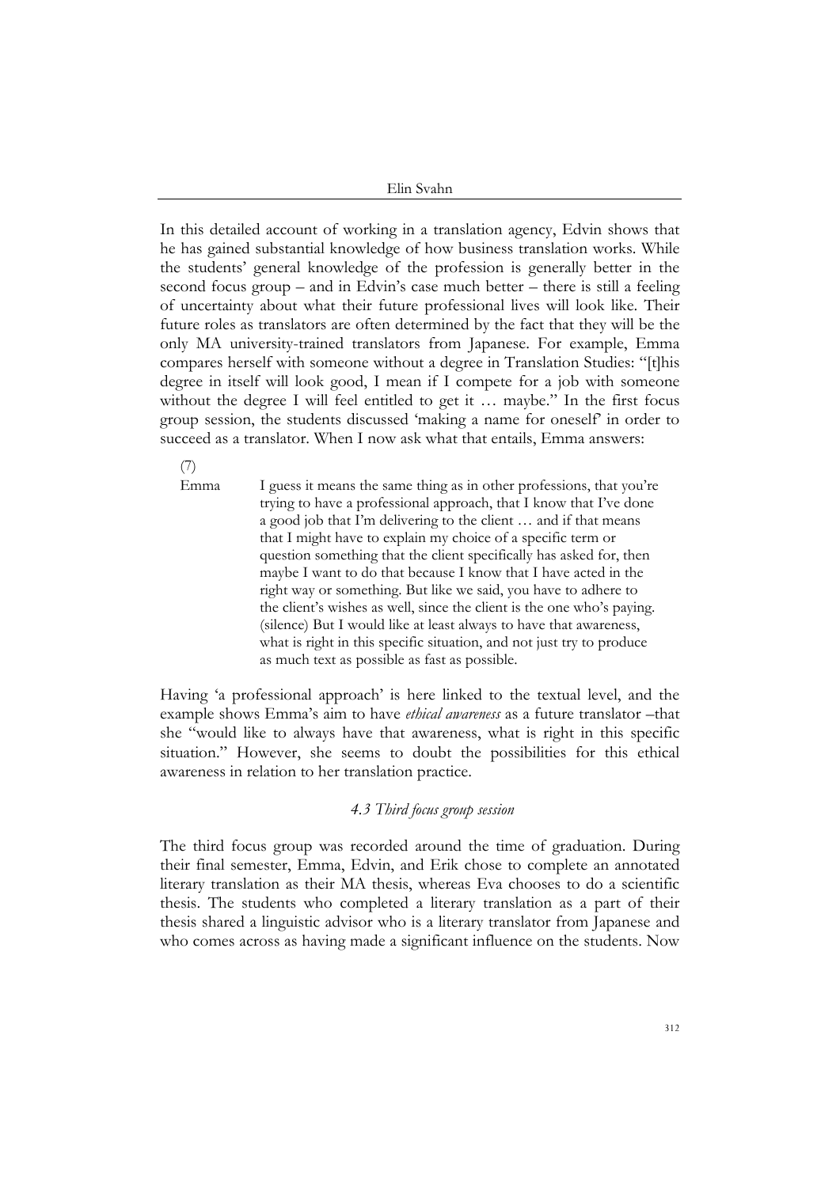In this detailed account of working in a translation agency, Edvin shows that he has gained substantial knowledge of how business translation works. While the students' general knowledge of the profession is generally better in the second focus group – and in Edvin's case much better – there is still a feeling of uncertainty about what their future professional lives will look like. Their future roles as translators are often determined by the fact that they will be the only MA university-trained translators from Japanese. For example, Emma compares herself with someone without a degree in Translation Studies: "[t]his degree in itself will look good, I mean if I compete for a job with someone without the degree I will feel entitled to get it … maybe." In the first focus group session, the students discussed 'making a name for oneself' in order to succeed as a translator. When I now ask what that entails, Emma answers:

(7)

Emma I guess it means the same thing as in other professions, that you're trying to have a professional approach, that I know that I've done a good job that I'm delivering to the client … and if that means that I might have to explain my choice of a specific term or question something that the client specifically has asked for, then maybe I want to do that because I know that I have acted in the right way or something. But like we said, you have to adhere to the client's wishes as well, since the client is the one who's paying. (silence) But I would like at least always to have that awareness, what is right in this specific situation, and not just try to produce as much text as possible as fast as possible.

Having 'a professional approach' is here linked to the textual level, and the example shows Emma's aim to have *ethical awareness* as a future translator –that she "would like to always have that awareness, what is right in this specific situation." However, she seems to doubt the possibilities for this ethical awareness in relation to her translation practice.

### *4.3 Third focus group session*

The third focus group was recorded around the time of graduation. During their final semester, Emma, Edvin, and Erik chose to complete an annotated literary translation as their MA thesis, whereas Eva chooses to do a scientific thesis. The students who completed a literary translation as a part of their thesis shared a linguistic advisor who is a literary translator from Japanese and who comes across as having made a significant influence on the students. Now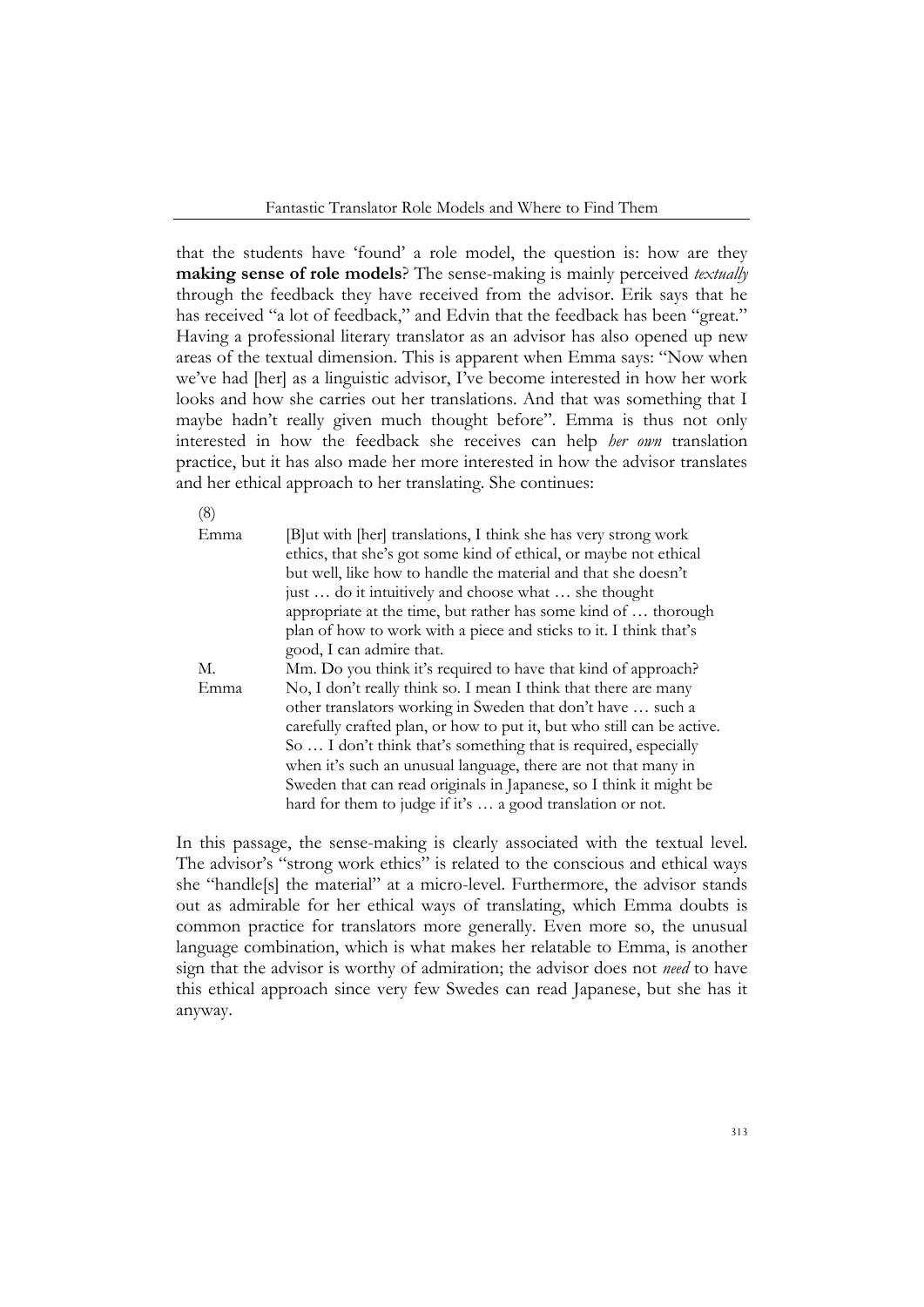that the students have 'found' a role model, the question is: how are they **making sense of role models**? The sense-making is mainly perceived *textually* through the feedback they have received from the advisor. Erik says that he has received "a lot of feedback," and Edvin that the feedback has been "great." Having a professional literary translator as an advisor has also opened up new areas of the textual dimension. This is apparent when Emma says: "Now when we've had [her] as a linguistic advisor, I've become interested in how her work looks and how she carries out her translations. And that was something that I maybe hadn't really given much thought before". Emma is thus not only interested in how the feedback she receives can help *her own* translation practice, but it has also made her more interested in how the advisor translates and her ethical approach to her translating. She continues:

(8)

| | |
|---|---|
| Emma | [B]ut with [her] translations, I think she has very strong work ethics, that she's got some kind of ethical, or maybe not ethical but well, like how to handle the material and that she doesn't just … do it intuitively and choose what … she thought appropriate at the time, but rather has some kind of … thorough plan of how to work with a piece and sticks to it. I think that's good, I can admire that. |
| M. | Mm. Do you think it's required to have that kind of approach? |
| Emma | No, I don't really think so. I mean I think that there are many other translators working in Sweden that don't have … such a carefully crafted plan, or how to put it, but who still can be active. So … I don't think that's something that is required, especially when it's such an unusual language, there are not that many in Sweden that can read originals in Japanese, so I think it might be hard for them to judge if it's … a good translation or not. |

In this passage, the sense-making is clearly associated with the textual level. The advisor's "strong work ethics" is related to the conscious and ethical ways she "handle[s] the material" at a micro-level. Furthermore, the advisor stands out as admirable for her ethical ways of translating, which Emma doubts is common practice for translators more generally. Even more so, the unusual language combination, which is what makes her relatable to Emma, is another sign that the advisor is worthy of admiration; the advisor does not *need* to have this ethical approach since very few Swedes can read Japanese, but she has it anyway.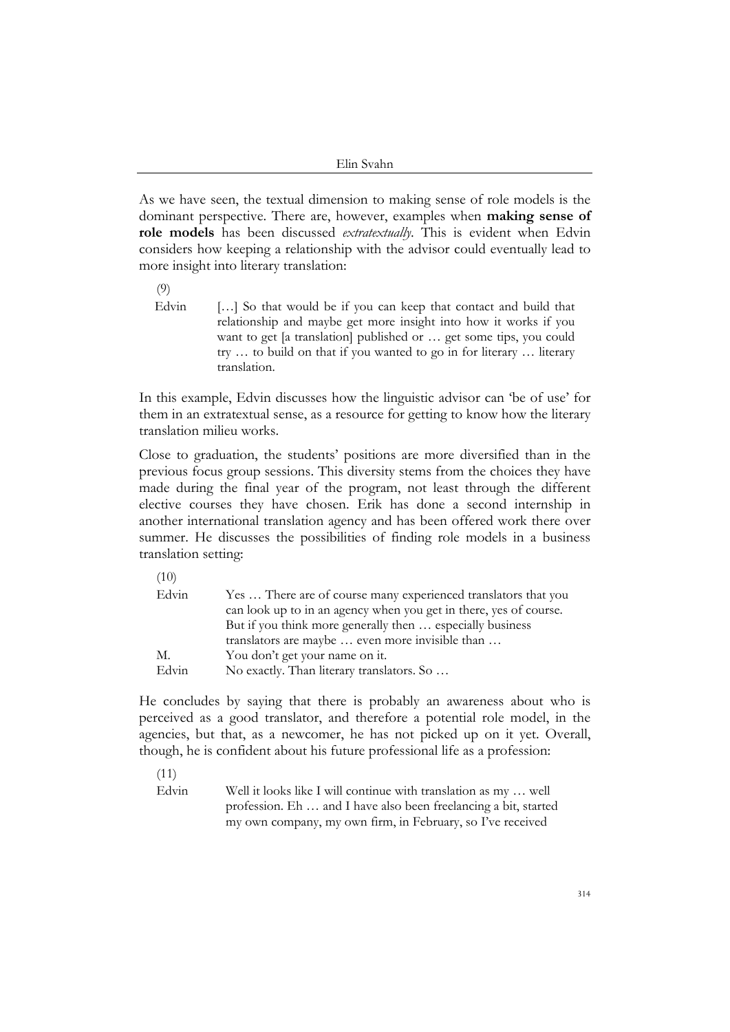As we have seen, the textual dimension to making sense of role models is the dominant perspective. There are, however, examples when **making sense of role models** has been discussed *extratextually*. This is evident when Edvin considers how keeping a relationship with the advisor could eventually lead to more insight into literary translation:

(9)

| | |
|---|---|
| Edvin | […] So that would be if you can keep that contact and build that relationship and maybe get more insight into how it works if you want to get [a translation] published or … get some tips, you could try … to build on that if you wanted to go in for literary … literary translation. |

In this example, Edvin discusses how the linguistic advisor can 'be of use' for them in an extratextual sense, as a resource for getting to know how the literary translation milieu works.

Close to graduation, the students' positions are more diversified than in the previous focus group sessions. This diversity stems from the choices they have made during the final year of the program, not least through the different elective courses they have chosen. Erik has done a second internship in another international translation agency and has been offered work there over summer. He discusses the possibilities of finding role models in a business translation setting:

(10)

| | |
|---|---|
| Edvin | Yes … There are of course many experienced translators that you can look up to in an agency when you get in there, yes of course. But if you think more generally then … especially business translators are maybe … even more invisible than … |
| M. | You don't get your name on it. |
| Edvin | No exactly. Than literary translators. So … |

He concludes by saying that there is probably an awareness about who is perceived as a good translator, and therefore a potential role model, in the agencies, but that, as a newcomer, he has not picked up on it yet. Overall, though, he is confident about his future professional life as a profession:

(11)

| | |
|---|---|
| Edvin | Well it looks like I will continue with translation as my … well profession. Eh … and I have also been freelancing a bit, started my own company, my own firm, in February, so I've received |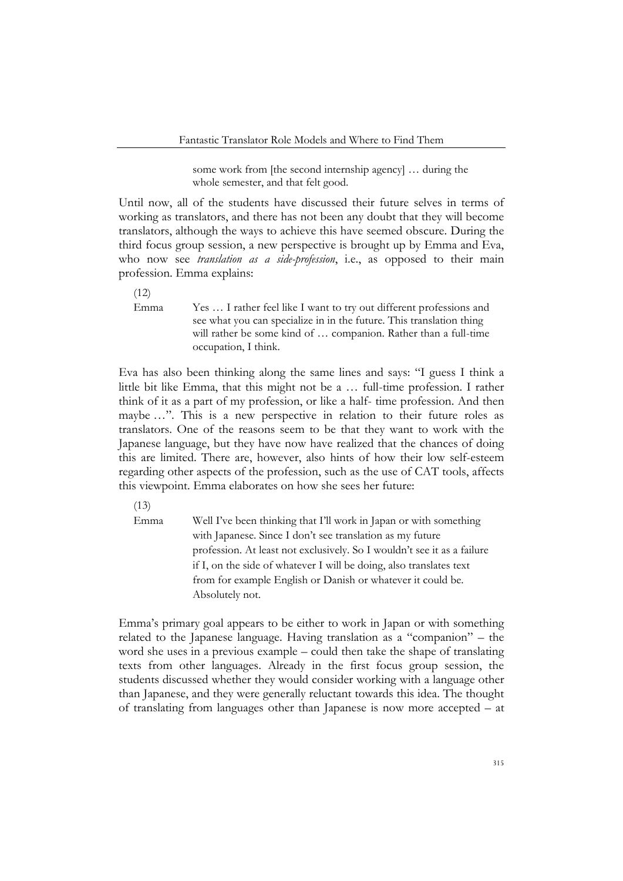> some work from [the second internship agency] … during the whole semester, and that felt good.

Until now, all of the students have discussed their future selves in terms of working as translators, and there has not been any doubt that they will become translators, although the ways to achieve this have seemed obscure. During the third focus group session, a new perspective is brought up by Emma and Eva, who now see *translation as a side-profession*, i.e., as opposed to their main profession. Emma explains:

(12)

| | |
|---|---|
| Emma | Yes … I rather feel like I want to try out different professions and see what you can specialize in in the future. This translation thing will rather be some kind of … companion. Rather than a full-time occupation, I think. |

Eva has also been thinking along the same lines and says: "I guess I think a little bit like Emma, that this might not be a … full-time profession. I rather think of it as a part of my profession, or like a half- time profession. And then maybe …". This is a new perspective in relation to their future roles as translators. One of the reasons seem to be that they want to work with the Japanese language, but they have now have realized that the chances of doing this are limited. There are, however, also hints of how their low self-esteem regarding other aspects of the profession, such as the use of CAT tools, affects this viewpoint. Emma elaborates on how she sees her future:

(13)

| | |
|---|---|
| Emma | Well I've been thinking that I'll work in Japan or with something with Japanese. Since I don't see translation as my future profession. At least not exclusively. So I wouldn't see it as a failure if I, on the side of whatever I will be doing, also translates text from for example English or Danish or whatever it could be. Absolutely not. |

Emma's primary goal appears to be either to work in Japan or with something related to the Japanese language. Having translation as a "companion" – the word she uses in a previous example – could then take the shape of translating texts from other languages. Already in the first focus group session, the students discussed whether they would consider working with a language other than Japanese, and they were generally reluctant towards this idea. The thought of translating from languages other than Japanese is now more accepted – at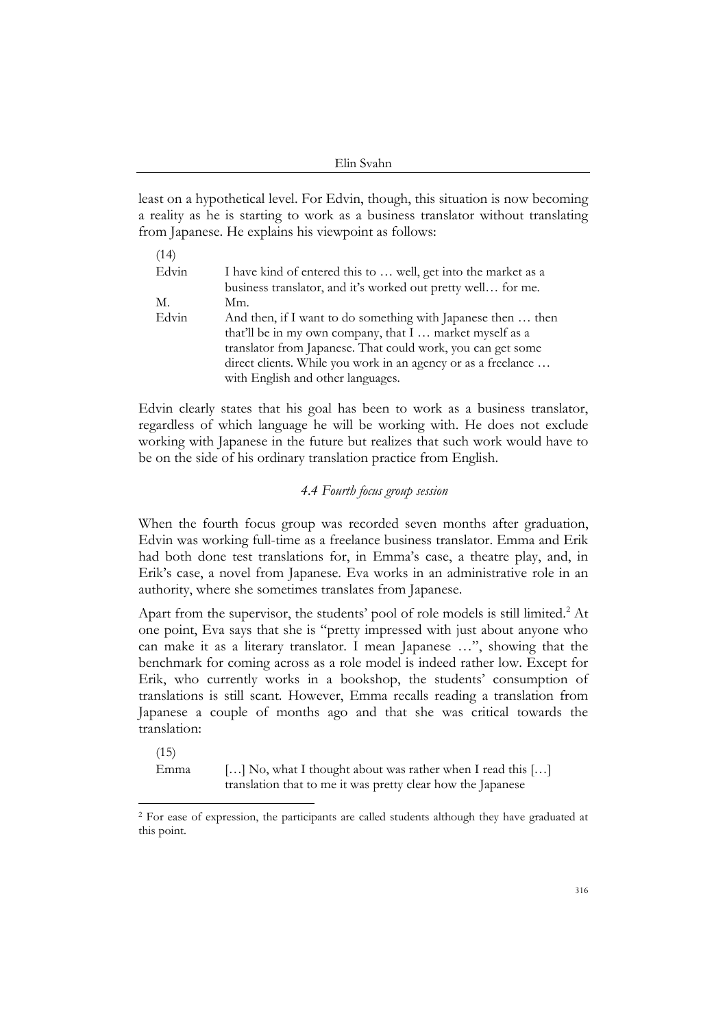least on a hypothetical level. For Edvin, though, this situation is now becoming a reality as he is starting to work as a business translator without translating from Japanese. He explains his viewpoint as follows:

(14)

| | |
|---|---|
| Edvin | I have kind of entered this to … well, get into the market as a business translator, and it's worked out pretty well… for me. |
| M. | Mm. |
| Edvin | And then, if I want to do something with Japanese then … then that'll be in my own company, that I … market myself as a translator from Japanese. That could work, you can get some direct clients. While you work in an agency or as a freelance … with English and other languages. |

Edvin clearly states that his goal has been to work as a business translator, regardless of which language he will be working with. He does not exclude working with Japanese in the future but realizes that such work would have to be on the side of his ordinary translation practice from English.

### *4.4 Fourth focus group session*

When the fourth focus group was recorded seven months after graduation, Edvin was working full-time as a freelance business translator. Emma and Erik had both done test translations for, in Emma's case, a theatre play, and, in Erik's case, a novel from Japanese. Eva works in an administrative role in an authority, where she sometimes translates from Japanese.

Apart from the supervisor, the students' pool of role models is still limited.[2] At one point, Eva says that she is "pretty impressed with just about anyone who can make it as a literary translator. I mean Japanese …", showing that the benchmark for coming across as a role model is indeed rather low. Except for Erik, who currently works in a bookshop, the students' consumption of translations is still scant. However, Emma recalls reading a translation from Japanese a couple of months ago and that she was critical towards the translation:

(15)

| | |
|---|---|
| Emma | […] No, what I thought about was rather when I read this […] translation that to me it was pretty clear how the Japanese |

[2] For ease of expression, the participants are called students although they have graduated at this point.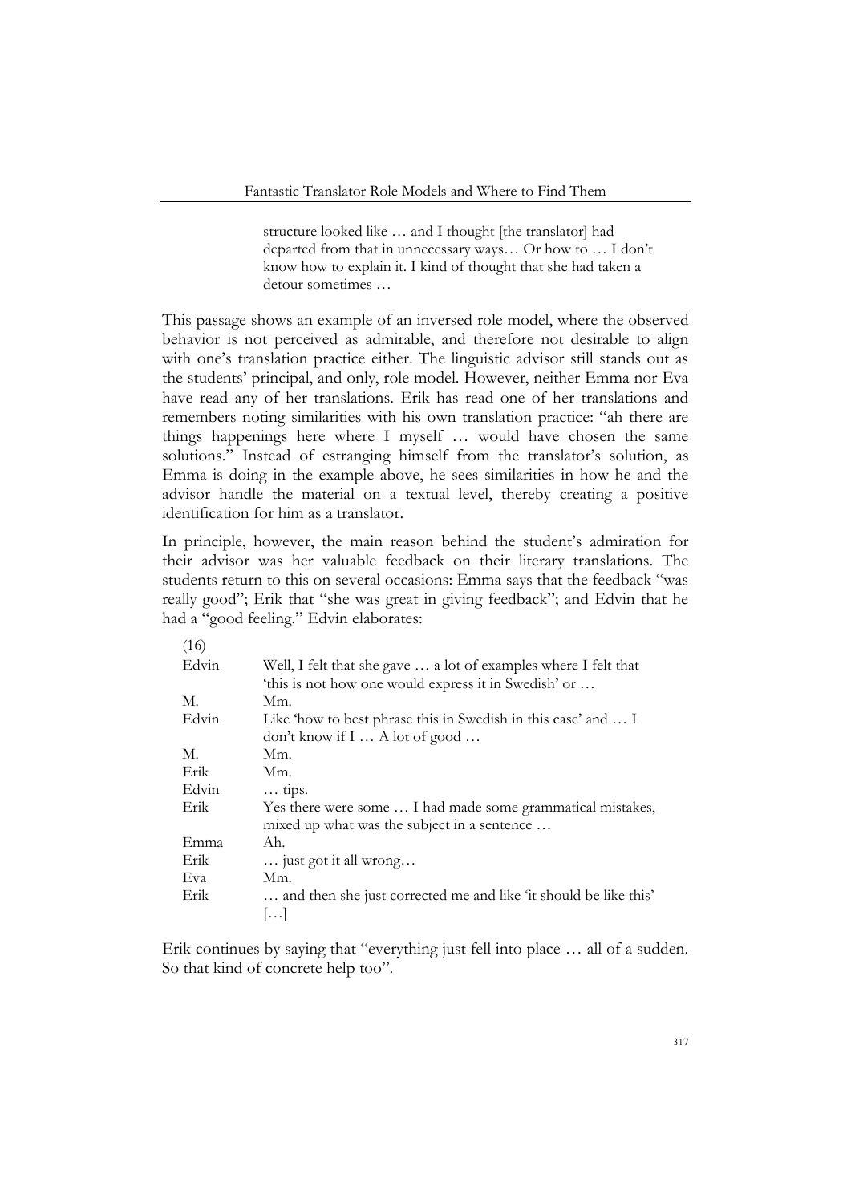> structure looked like … and I thought [the translator] had departed from that in unnecessary ways… Or how to … I don't know how to explain it. I kind of thought that she had taken a detour sometimes …

This passage shows an example of an inversed role model, where the observed behavior is not perceived as admirable, and therefore not desirable to align with one's translation practice either. The linguistic advisor still stands out as the students' principal, and only, role model. However, neither Emma nor Eva have read any of her translations. Erik has read one of her translations and remembers noting similarities with his own translation practice: "ah there are things happenings here where I myself … would have chosen the same solutions." Instead of estranging himself from the translator's solution, as Emma is doing in the example above, he sees similarities in how he and the advisor handle the material on a textual level, thereby creating a positive identification for him as a translator.

In principle, however, the main reason behind the student's admiration for their advisor was her valuable feedback on their literary translations. The students return to this on several occasions: Emma says that the feedback "was really good"; Erik that "she was great in giving feedback"; and Edvin that he had a "good feeling." Edvin elaborates:

(16)

| | |
|---|---|
| Edvin | Well, I felt that she gave … a lot of examples where I felt that 'this is not how one would express it in Swedish' or … |
| M. | Mm. |
| Edvin | Like 'how to best phrase this in Swedish in this case' and … I don't know if I … A lot of good … |
| M. | Mm. |
| Erik | Mm. |
| Edvin | … tips. |
| Erik | Yes there were some … I had made some grammatical mistakes, mixed up what was the subject in a sentence … |
| Emma | Ah. |
| Erik | … just got it all wrong… |
| Eva | Mm. |
| Erik | … and then she just corrected me and like 'it should be like this' […] |

Erik continues by saying that "everything just fell into place … all of a sudden. So that kind of concrete help too".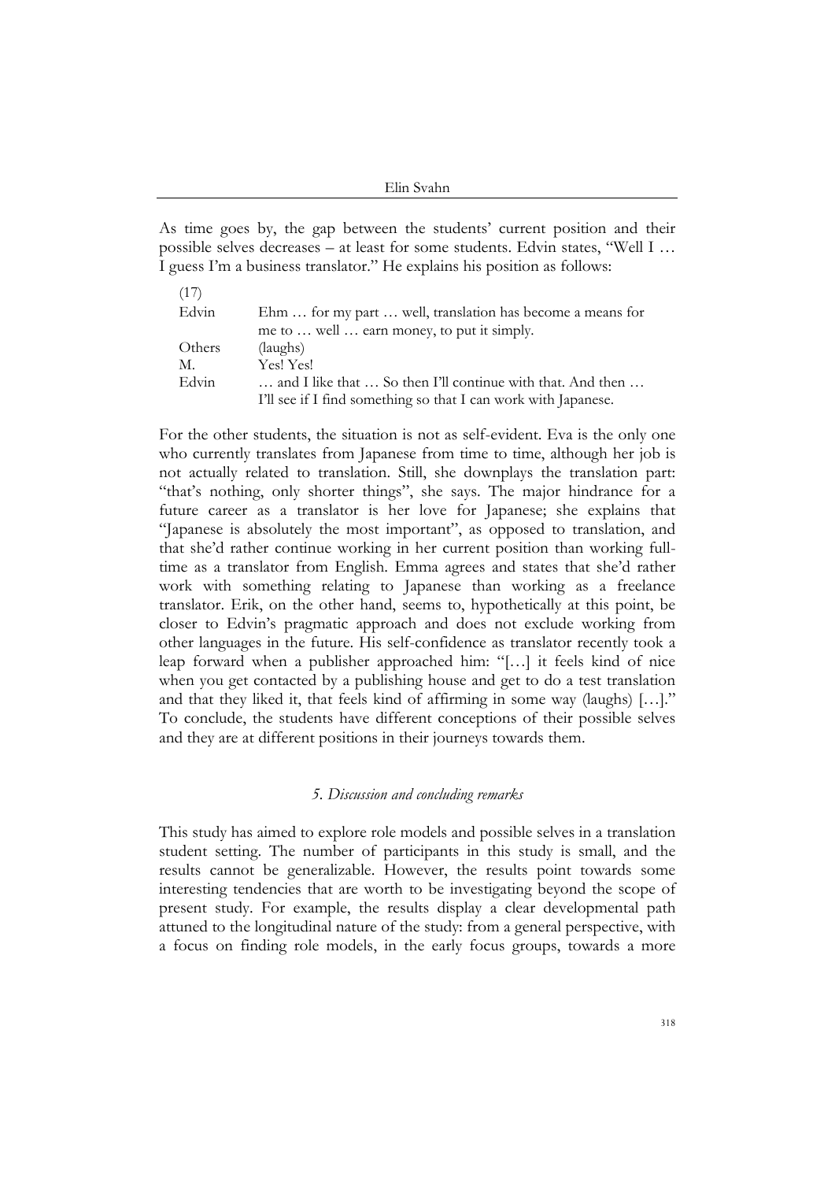As time goes by, the gap between the students' current position and their possible selves decreases – at least for some students. Edvin states, "Well I … I guess I'm a business translator." He explains his position as follows:

(17)

| | |
|---|---|
| Edvin | Ehm … for my part … well, translation has become a means for me to … well … earn money, to put it simply. |
| Others | (laughs) |
| M. | Yes! Yes! |
| Edvin | … and I like that … So then I'll continue with that. And then … I'll see if I find something so that I can work with Japanese. |

For the other students, the situation is not as self-evident. Eva is the only one who currently translates from Japanese from time to time, although her job is not actually related to translation. Still, she downplays the translation part: "that's nothing, only shorter things", she says. The major hindrance for a future career as a translator is her love for Japanese; she explains that "Japanese is absolutely the most important", as opposed to translation, and that she'd rather continue working in her current position than working full-time as a translator from English. Emma agrees and states that she'd rather work with something relating to Japanese than working as a freelance translator. Erik, on the other hand, seems to, hypothetically at this point, be closer to Edvin's pragmatic approach and does not exclude working from other languages in the future. His self-confidence as translator recently took a leap forward when a publisher approached him: "[…] it feels kind of nice when you get contacted by a publishing house and get to do a test translation and that they liked it, that feels kind of affirming in some way (laughs) […]." To conclude, the students have different conceptions of their possible selves and they are at different positions in their journeys towards them.

## *5. Discussion and concluding remarks*

This study has aimed to explore role models and possible selves in a translation student setting. The number of participants in this study is small, and the results cannot be generalizable. However, the results point towards some interesting tendencies that are worth to be investigating beyond the scope of present study. For example, the results display a clear developmental path attuned to the longitudinal nature of the study: from a general perspective, with a focus on finding role models, in the early focus groups, towards a more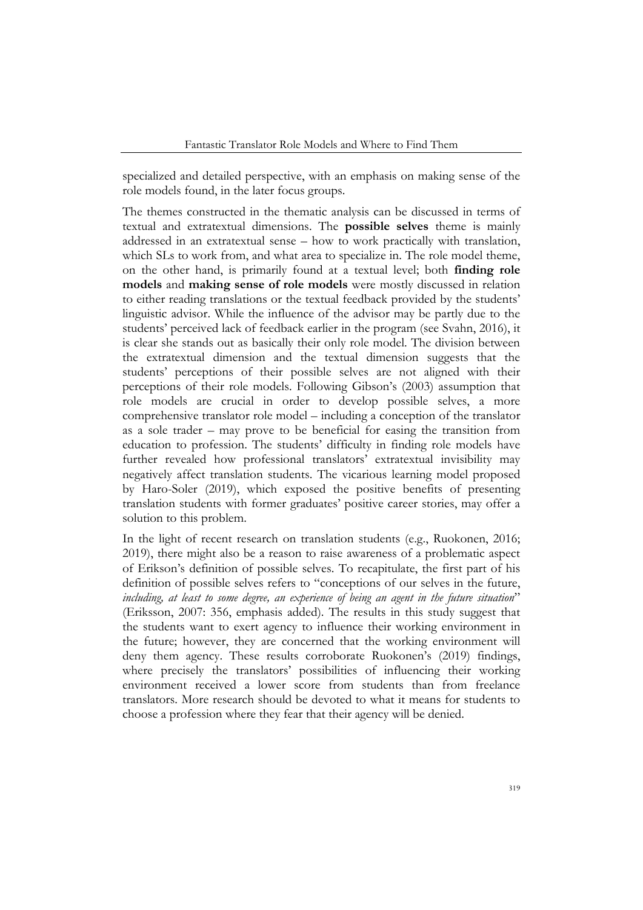specialized and detailed perspective, with an emphasis on making sense of the role models found, in the later focus groups.

The themes constructed in the thematic analysis can be discussed in terms of textual and extratextual dimensions. The **possible selves** theme is mainly addressed in an extratextual sense – how to work practically with translation, which SLs to work from, and what area to specialize in. The role model theme, on the other hand, is primarily found at a textual level; both **finding role models** and **making sense of role models** were mostly discussed in relation to either reading translations or the textual feedback provided by the students' linguistic advisor. While the influence of the advisor may be partly due to the students' perceived lack of feedback earlier in the program (see Svahn, 2016), it is clear she stands out as basically their only role model. The division between the extratextual dimension and the textual dimension suggests that the students' perceptions of their possible selves are not aligned with their perceptions of their role models. Following Gibson's (2003) assumption that role models are crucial in order to develop possible selves, a more comprehensive translator role model – including a conception of the translator as a sole trader – may prove to be beneficial for easing the transition from education to profession. The students' difficulty in finding role models have further revealed how professional translators' extratextual invisibility may negatively affect translation students. The vicarious learning model proposed by Haro-Soler (2019), which exposed the positive benefits of presenting translation students with former graduates' positive career stories, may offer a solution to this problem.

In the light of recent research on translation students (e.g., Ruokonen, 2016; 2019), there might also be a reason to raise awareness of a problematic aspect of Erikson's definition of possible selves. To recapitulate, the first part of his definition of possible selves refers to "conceptions of our selves in the future, *including, at least to some degree, an experience of being an agent in the future situation*" (Eriksson, 2007: 356, emphasis added). The results in this study suggest that the students want to exert agency to influence their working environment in the future; however, they are concerned that the working environment will deny them agency. These results corroborate Ruokonen's (2019) findings, where precisely the translators' possibilities of influencing their working environment received a lower score from students than from freelance translators. More research should be devoted to what it means for students to choose a profession where they fear that their agency will be denied.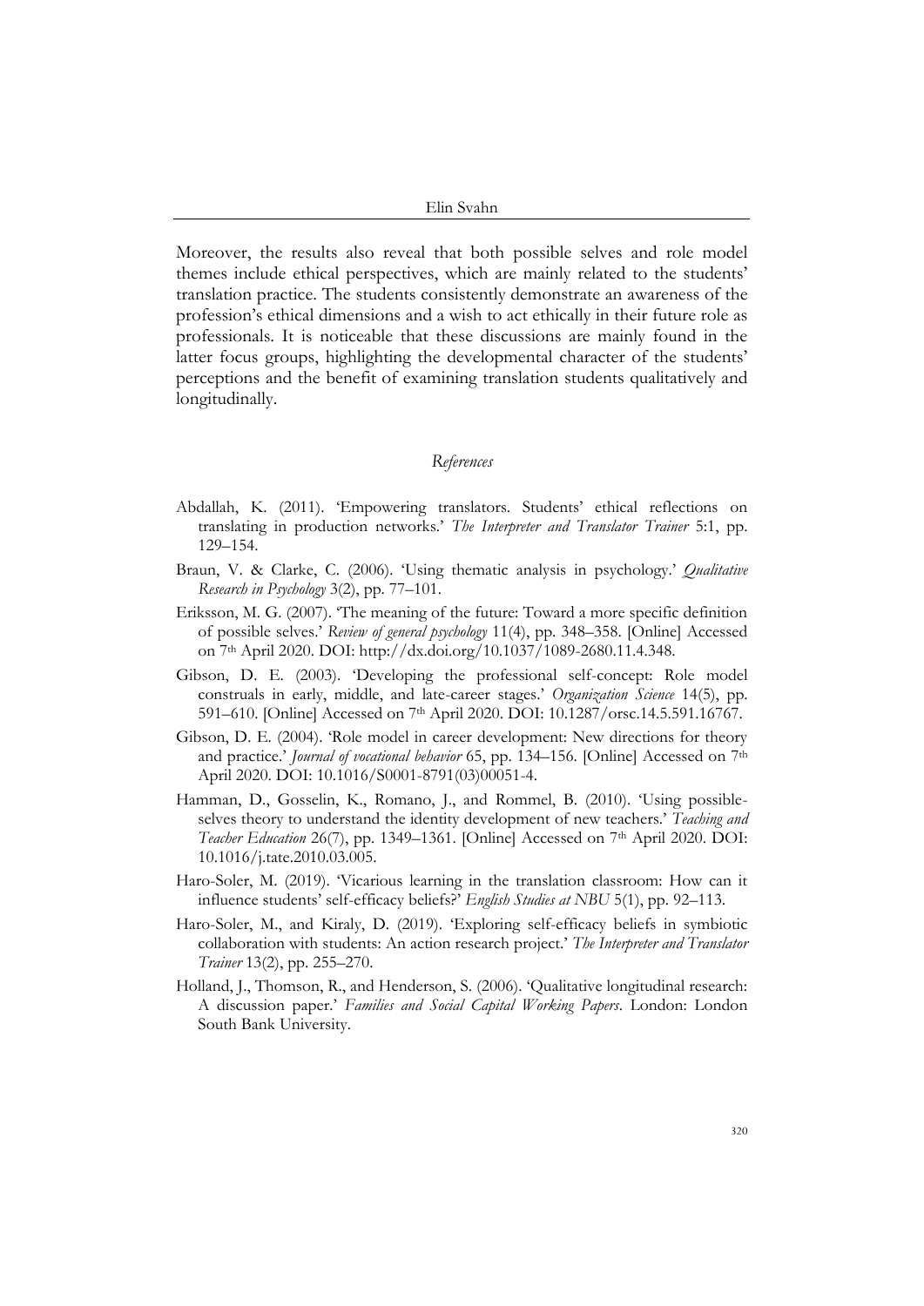Moreover, the results also reveal that both possible selves and role model themes include ethical perspectives, which are mainly related to the students' translation practice. The students consistently demonstrate an awareness of the profession's ethical dimensions and a wish to act ethically in their future role as professionals. It is noticeable that these discussions are mainly found in the latter focus groups, highlighting the developmental character of the students' perceptions and the benefit of examining translation students qualitatively and longitudinally.

## *References*

Abdallah, K. (2011). 'Empowering translators. Students' ethical reflections on translating in production networks.' *The Interpreter and Translator Trainer* 5:1, pp. 129–154.

Braun, V. & Clarke, C. (2006). 'Using thematic analysis in psychology.' *Qualitative Research in Psychology* 3(2), pp. 77–101.

Eriksson, M. G. (2007). 'The meaning of the future: Toward a more specific definition of possible selves.' *Review of general psychology* 11(4), pp. 348–358. [Online] Accessed on 7th April 2020. DOI: http://dx.doi.org/10.1037/1089-2680.11.4.348.

Gibson, D. E. (2003). 'Developing the professional self-concept: Role model construals in early, middle, and late-career stages.' *Organization Science* 14(5), pp. 591–610. [Online] Accessed on 7th April 2020. DOI: 10.1287/orsc.14.5.591.16767.

Gibson, D. E. (2004). 'Role model in career development: New directions for theory and practice.' *Journal of vocational behavior* 65, pp. 134–156. [Online] Accessed on 7th April 2020. DOI: 10.1016/S0001-8791(03)00051-4.

Hamman, D., Gosselin, K., Romano, J., and Rommel, B. (2010). 'Using possible-selves theory to understand the identity development of new teachers.' *Teaching and Teacher Education* 26(7), pp. 1349–1361. [Online] Accessed on 7th April 2020. DOI: 10.1016/j.tate.2010.03.005.

Haro-Soler, M. (2019). 'Vicarious learning in the translation classroom: How can it influence students' self-efficacy beliefs?' *English Studies at NBU* 5(1), pp. 92–113.

Haro-Soler, M., and Kiraly, D. (2019). 'Exploring self-efficacy beliefs in symbiotic collaboration with students: An action research project.' *The Interpreter and Translator Trainer* 13(2), pp. 255–270.

Holland, J., Thomson, R., and Henderson, S. (2006). 'Qualitative longitudinal research: A discussion paper.' *Families and Social Capital Working Papers*. London: London South Bank University.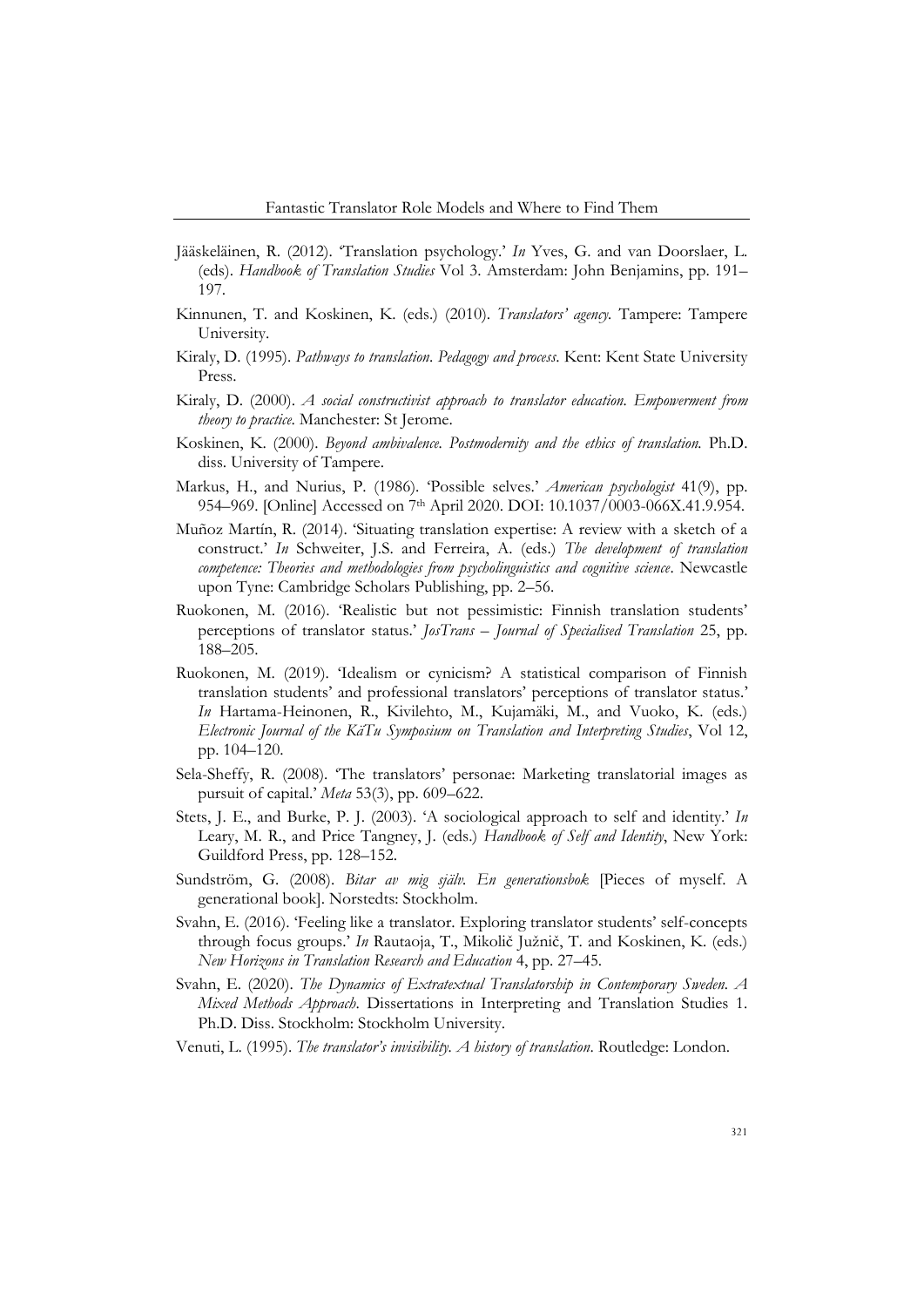Jääskeläinen, R. (2012). 'Translation psychology.' *In* Yves, G. and van Doorslaer, L. (eds). *Handbook of Translation Studies* Vol 3. Amsterdam: John Benjamins, pp. 191–197.

Kinnunen, T. and Koskinen, K. (eds.) (2010). *Translators' agency.* Tampere: Tampere University.

Kiraly, D. (1995). *Pathways to translation. Pedagogy and process*. Kent: Kent State University Press.

Kiraly, D. (2000). *A social constructivist approach to translator education. Empowerment from theory to practice.* Manchester: St Jerome.

Koskinen, K. (2000). *Beyond ambivalence. Postmodernity and the ethics of translation.* Ph.D. diss. University of Tampere.

Markus, H., and Nurius, P. (1986). 'Possible selves.' *American psychologist* 41(9), pp. 954–969. [Online] Accessed on 7th April 2020. DOI: 10.1037/0003-066X.41.9.954.

Muñoz Martín, R. (2014). 'Situating translation expertise: A review with a sketch of a construct.' *In* Schweiter, J.S. and Ferreira, A. (eds.) *The development of translation competence: Theories and methodologies from psycholinguistics and cognitive science*. Newcastle upon Tyne: Cambridge Scholars Publishing, pp. 2–56.

Ruokonen, M. (2016). 'Realistic but not pessimistic: Finnish translation students' perceptions of translator status.' *JosTrans – Journal of Specialised Translation* 25, pp. 188–205.

Ruokonen, M. (2019). 'Idealism or cynicism? A statistical comparison of Finnish translation students' and professional translators' perceptions of translator status.' *In* Hartama-Heinonen, R., Kivilehto, M., Kujamäki, M., and Vuoko, K. (eds.) *Electronic Journal of the KäTu Symposium on Translation and Interpreting Studies*, Vol 12, pp. 104–120.

Sela-Sheffy, R. (2008). 'The translators' personae: Marketing translatorial images as pursuit of capital.' *Meta* 53(3), pp. 609–622.

Stets, J. E., and Burke, P. J. (2003). 'A sociological approach to self and identity.' *In* Leary, M. R., and Price Tangney, J. (eds.) *Handbook of Self and Identity*, New York: Guildford Press, pp. 128–152.

Sundström, G. (2008). *Bitar av mig själv. En generationsbok* [Pieces of myself. A generational book]. Norstedts: Stockholm.

Svahn, E. (2016). 'Feeling like a translator. Exploring translator students' self-concepts through focus groups.' *In* Rautaoja, T., Mikolič Južnič, T. and Koskinen, K. (eds.) *New Horizons in Translation Research and Education* 4, pp. 27–45.

Svahn, E. (2020). *The Dynamics of Extratextual Translatorship in Contemporary Sweden. A Mixed Methods Approach*. Dissertations in Interpreting and Translation Studies 1. Ph.D. Diss. Stockholm: Stockholm University.

Venuti, L. (1995). *The translator's invisibility. A history of translation*. Routledge: London.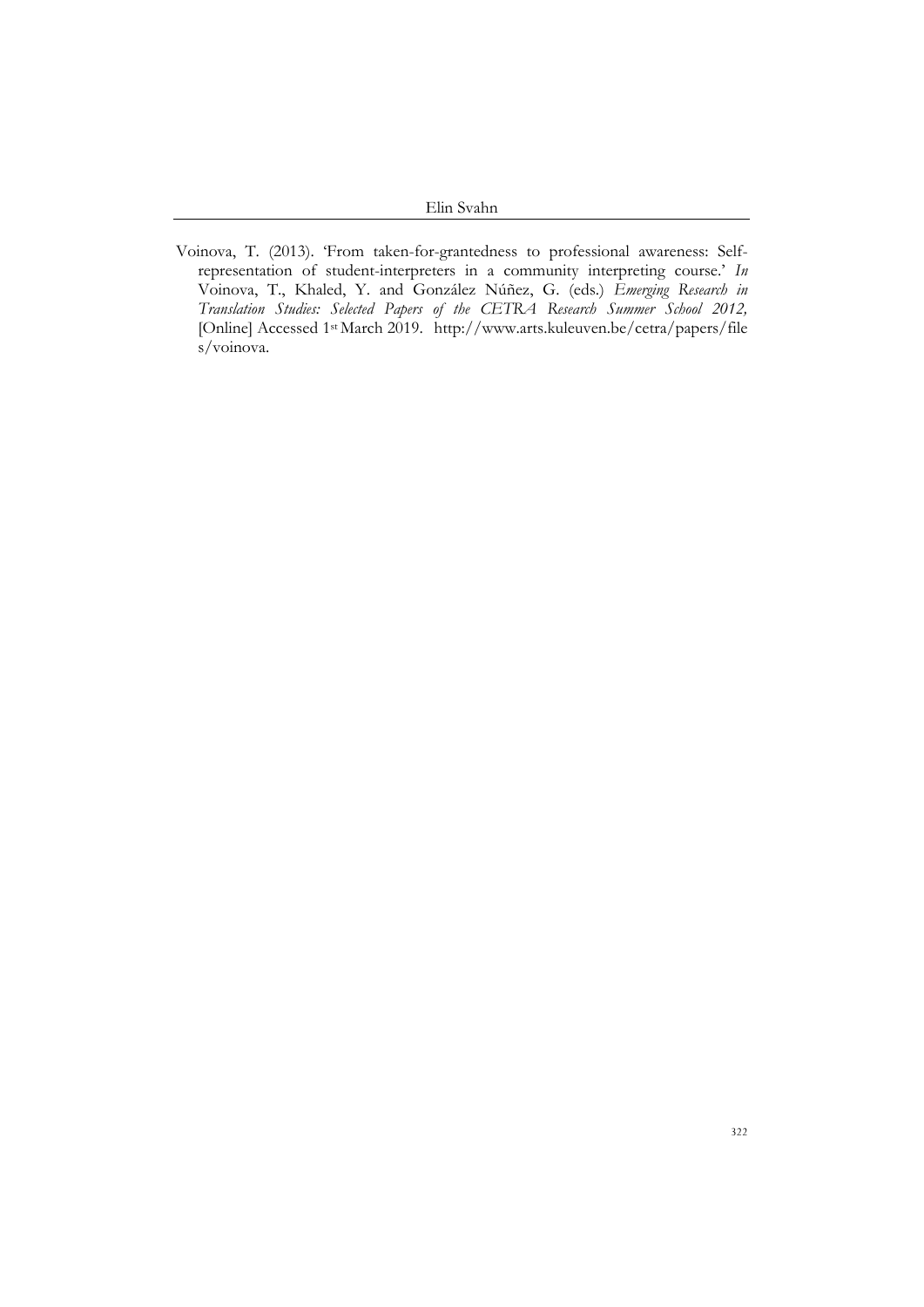Voinova, T. (2013). 'From taken-for-grantedness to professional awareness: Self-representation of student-interpreters in a community interpreting course.' *In* Voinova, T., Khaled, Y. and González Núñez, G. (eds.) *Emerging Research in Translation Studies: Selected Papers of the CETRA Research Summer School 2012,* [Online] Accessed 1st March 2019. http://www.arts.kuleuven.be/cetra/papers/files/voinova.